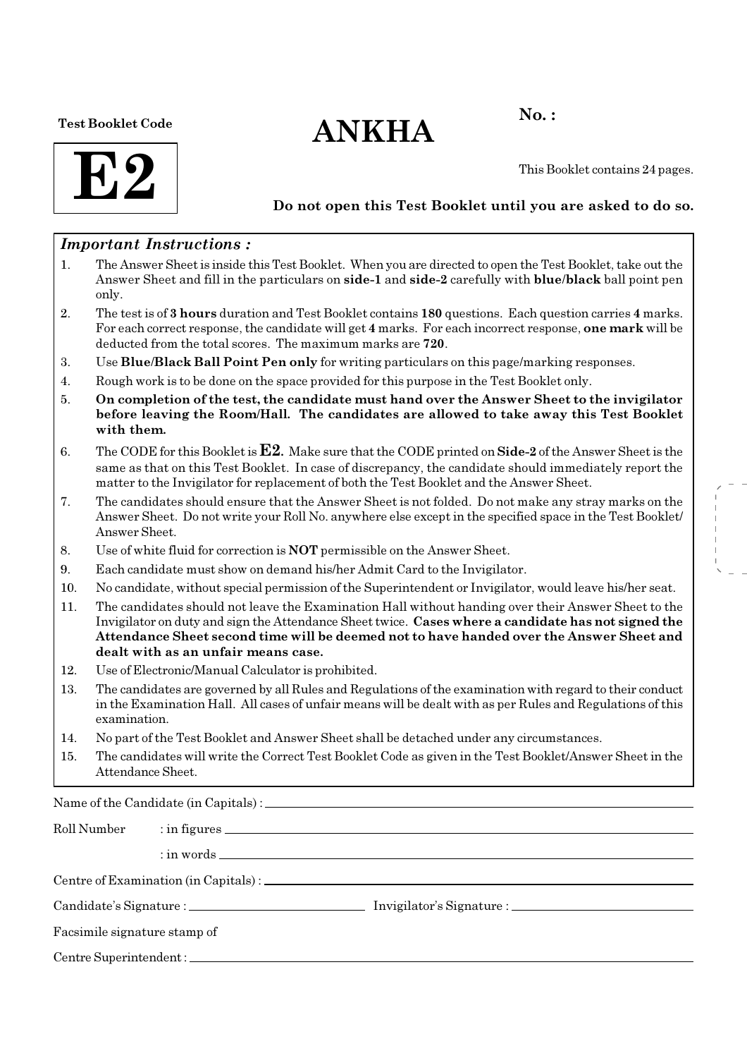Test Booklet Code

# E2

# ANKHA

**No. :**

This Booklet contains 24 pages.

**Do not open this Test Booklet until you are asked to do so.**

### *Important Instructions :*

1. The Answer Sheet is inside this Test Booklet. When you are directed to open the Test Booklet, take out the Answer Sheet and fill in the particulars on **side-1** and **side-2** carefully with **blue/black** ball point pen only.
2. The test is of **3 hours** duration and Test Booklet contains **180** questions. Each question carries **4** marks. For each correct response, the candidate will get **4** marks. For each incorrect response, **one mark** will be deducted from the total scores. The maximum marks are **720**.
3. Use **Blue/Black Ball Point Pen only** for writing particulars on this page/marking responses.
4. Rough work is to be done on the space provided for this purpose in the Test Booklet only.
5. **On completion of the test, the candidate must hand over the Answer Sheet to the invigilator before leaving the Room/Hall. The candidates are allowed to take away this Test Booklet with them.**
6. The CODE for this Booklet is **E2**. Make sure that the CODE printed on **Side-2** of the Answer Sheet is the same as that on this Test Booklet. In case of discrepancy, the candidate should immediately report the matter to the Invigilator for replacement of both the Test Booklet and the Answer Sheet.
7. The candidates should ensure that the Answer Sheet is not folded. Do not make any stray marks on the Answer Sheet. Do not write your Roll No. anywhere else except in the specified space in the Test Booklet/Answer Sheet.
8. Use of white fluid for correction is **NOT** permissible on the Answer Sheet.
9. Each candidate must show on demand his/her Admit Card to the Invigilator.
10. No candidate, without special permission of the Superintendent or Invigilator, would leave his/her seat.
11. The candidates should not leave the Examination Hall without handing over their Answer Sheet to the Invigilator on duty and sign the Attendance Sheet twice. **Cases where a candidate has not signed the Attendance Sheet second time will be deemed not to have handed over the Answer Sheet and dealt with as an unfair means case.**
12. Use of Electronic/Manual Calculator is prohibited.
13. The candidates are governed by all Rules and Regulations of the examination with regard to their conduct in the Examination Hall. All cases of unfair means will be dealt with as per Rules and Regulations of this examination.
14. No part of the Test Booklet and Answer Sheet shall be detached under any circumstances.
15. The candidates will write the Correct Test Booklet Code as given in the Test Booklet/Answer Sheet in the Attendance Sheet.

Name of the Candidate (in Capitals) : ____________________

Roll Number : in figures ____________________

: in words ____________________

Centre of Examination (in Capitals) : ____________________

Candidate's Signature : ____________________ Invigilator's Signature : ____________________

Facsimile signature stamp of

Centre Superintendent : ____________________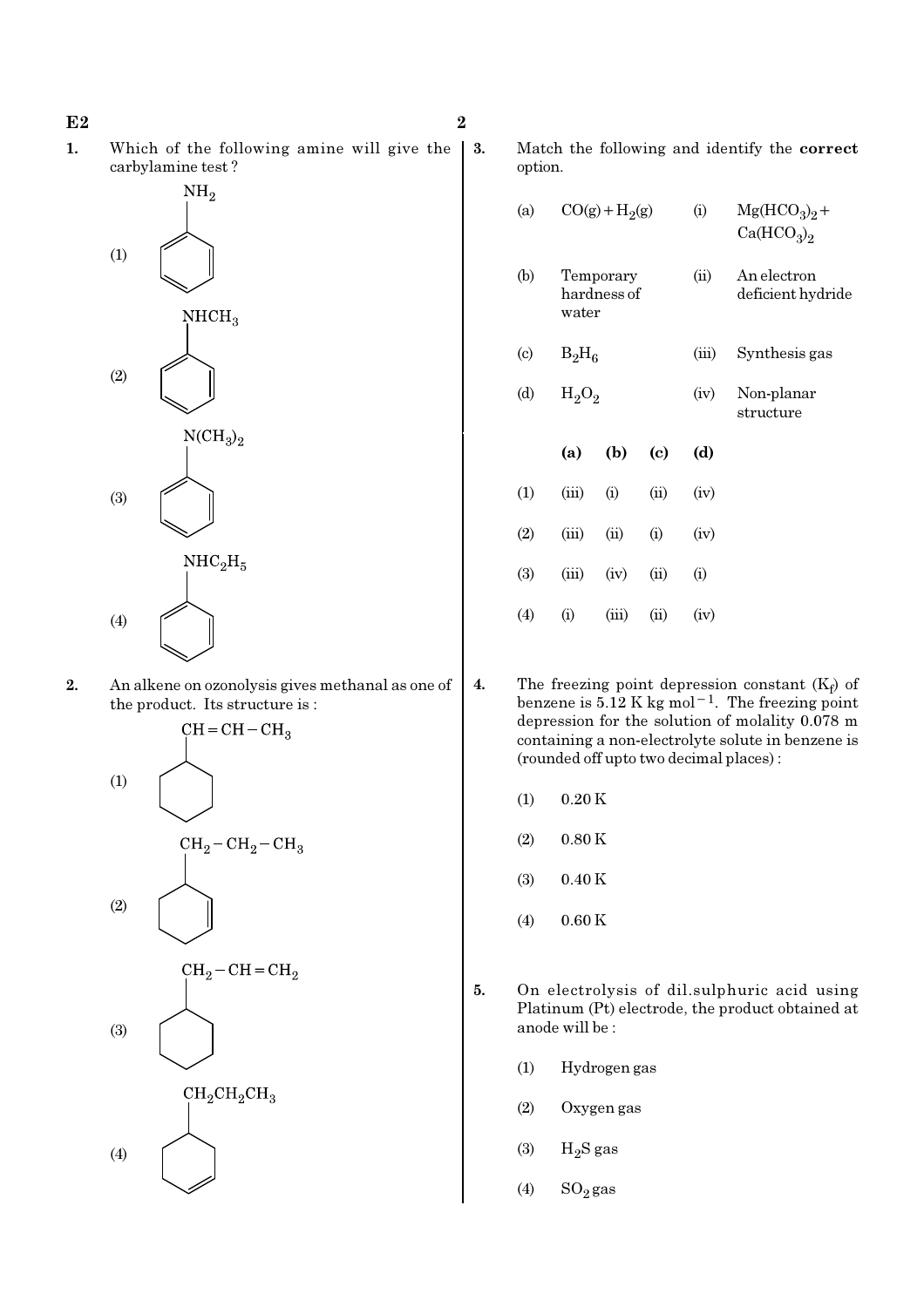1. Which of the following amine will give the carbylamine test ?

(1) Benzene ring with $NH_2$

(2) Benzene ring with $NHCH_3$

(3) Benzene ring with $N(CH_3)_2$

(4) Benzene ring with $NHC_2H_5$

2. An alkene on ozonolysis gives methanal as one of the product. Its structure is :

(1) Cyclohexane ring with $CH=CH-CH_3$

(2) Cyclohexene ring with $CH_2-CH_2-CH_3$

(3) Cyclohexane ring with $CH_2-CH=CH_2$

(4) Cyclohexene ring with $CH_2CH_2CH_3$

3. Match the following and identify the **correct** option.

| | | | |
|---|---|---|---|
| (a) | $CO(g)+H_2(g)$ | (i) | $Mg(HCO_3)_2 + Ca(HCO_3)_2$ |
| (b) | Temporary hardness of water | (ii) | An electron deficient hydride |
| (c) | $B_2H_6$ | (iii) | Synthesis gas |
| (d) | $H_2O_2$ | (iv) | Non-planar structure |

| | (a) | (b) | (c) | (d) |
|---|---|---|---|---|
| (1) | (iii) | (i) | (ii) | (iv) |
| (2) | (iii) | (ii) | (i) | (iv) |
| (3) | (iii) | (iv) | (ii) | (i) |
| (4) | (i) | (iii) | (ii) | (iv) |

4. The freezing point depression constant ($K_f$) of benzene is 5.12 K kg mol$^{-1}$. The freezing point depression for the solution of molality 0.078 m containing a non-electrolyte solute in benzene is (rounded off upto two decimal places) :

(1) 0.20 K

(2) 0.80 K

(3) 0.40 K

(4) 0.60 K

5. On electrolysis of dil.sulphuric acid using Platinum (Pt) electrode, the product obtained at anode will be :

(1) Hydrogen gas

(2) Oxygen gas

(3) $H_2S$ gas

(4) $SO_2$ gas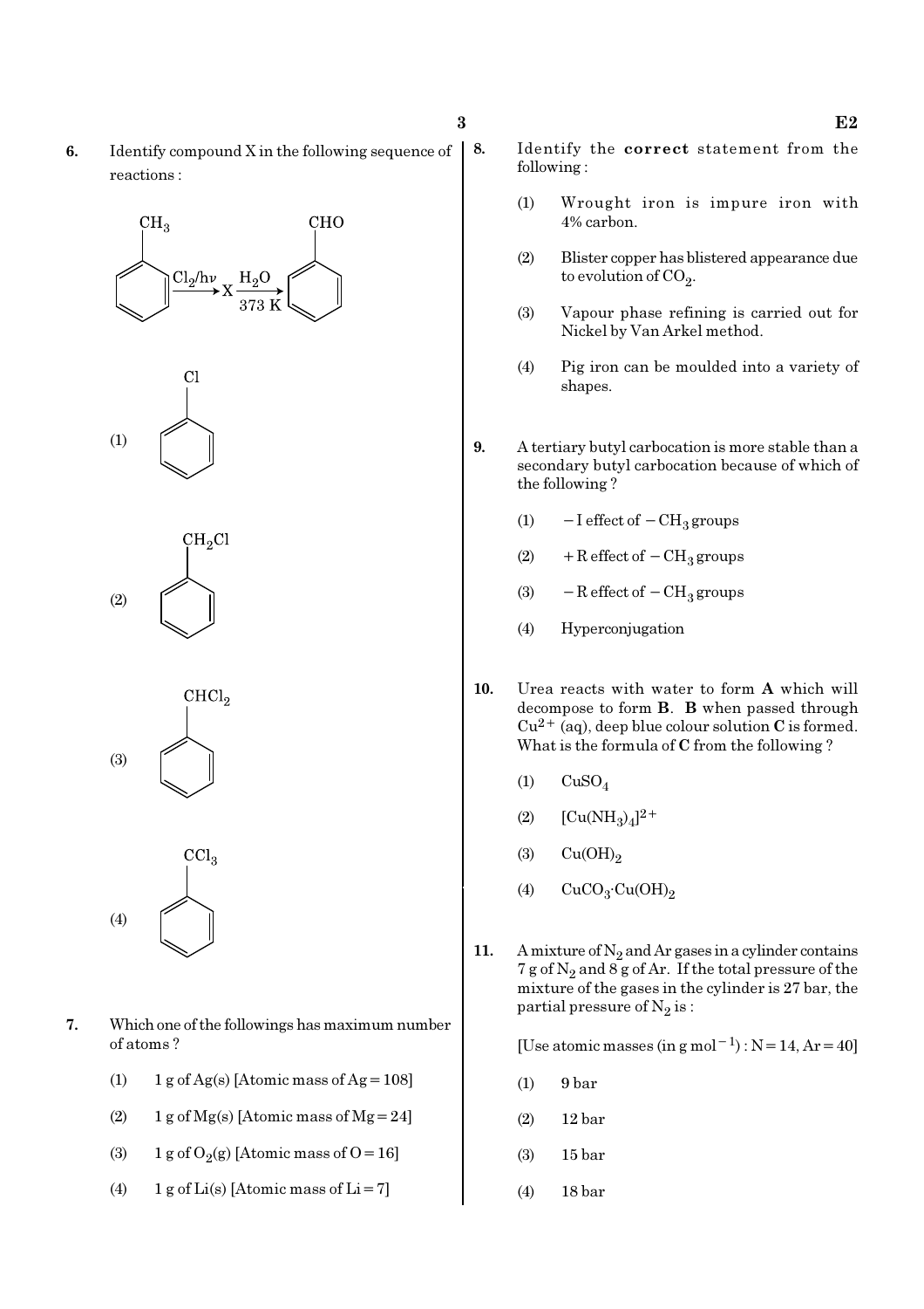**6.** Identify compound X in the following sequence of reactions :

$$C_6H_5CH_3 \xrightarrow{Cl_2/h\nu} X \xrightarrow[373\ K]{H_2O} C_6H_5CHO$$

(1) $C_6H_5Cl$

(2) $C_6H_5CH_2Cl$

(3) $C_6H_5CHCl_2$

(4) $C_6H_5CCl_3$

**7.** Which one of the followings has maximum number of atoms ?

(1) 1 g of Ag(s) [Atomic mass of Ag = 108]

(2) 1 g of Mg(s) [Atomic mass of Mg = 24]

(3) 1 g of $O_2$(g) [Atomic mass of O = 16]

(4) 1 g of Li(s) [Atomic mass of Li = 7]

**8.** Identify the **correct** statement from the following :

(1) Wrought iron is impure iron with 4% carbon.

(2) Blister copper has blistered appearance due to evolution of $CO_2$.

(3) Vapour phase refining is carried out for Nickel by Van Arkel method.

(4) Pig iron can be moulded into a variety of shapes.

**9.** A tertiary butyl carbocation is more stable than a secondary butyl carbocation because of which of the following ?

(1) $-$I effect of $-CH_3$ groups

(2) $+$R effect of $-CH_3$ groups

(3) $-$R effect of $-CH_3$ groups

(4) Hyperconjugation

**10.** Urea reacts with water to form **A** which will decompose to form **B**. **B** when passed through $Cu^{2+}$ (aq), deep blue colour solution **C** is formed. What is the formula of **C** from the following ?

(1) $CuSO_4$

(2) $[Cu(NH_3)_4]^{2+}$

(3) $Cu(OH)_2$

(4) $CuCO_3 \cdot Cu(OH)_2$

**11.** A mixture of $N_2$ and Ar gases in a cylinder contains 7 g of $N_2$ and 8 g of Ar. If the total pressure of the mixture of the gases in the cylinder is 27 bar, the partial pressure of $N_2$ is :

[Use atomic masses (in g mol$^{-1}$) : N = 14, Ar = 40]

(1) 9 bar

(2) 12 bar

(3) 15 bar

(4) 18 bar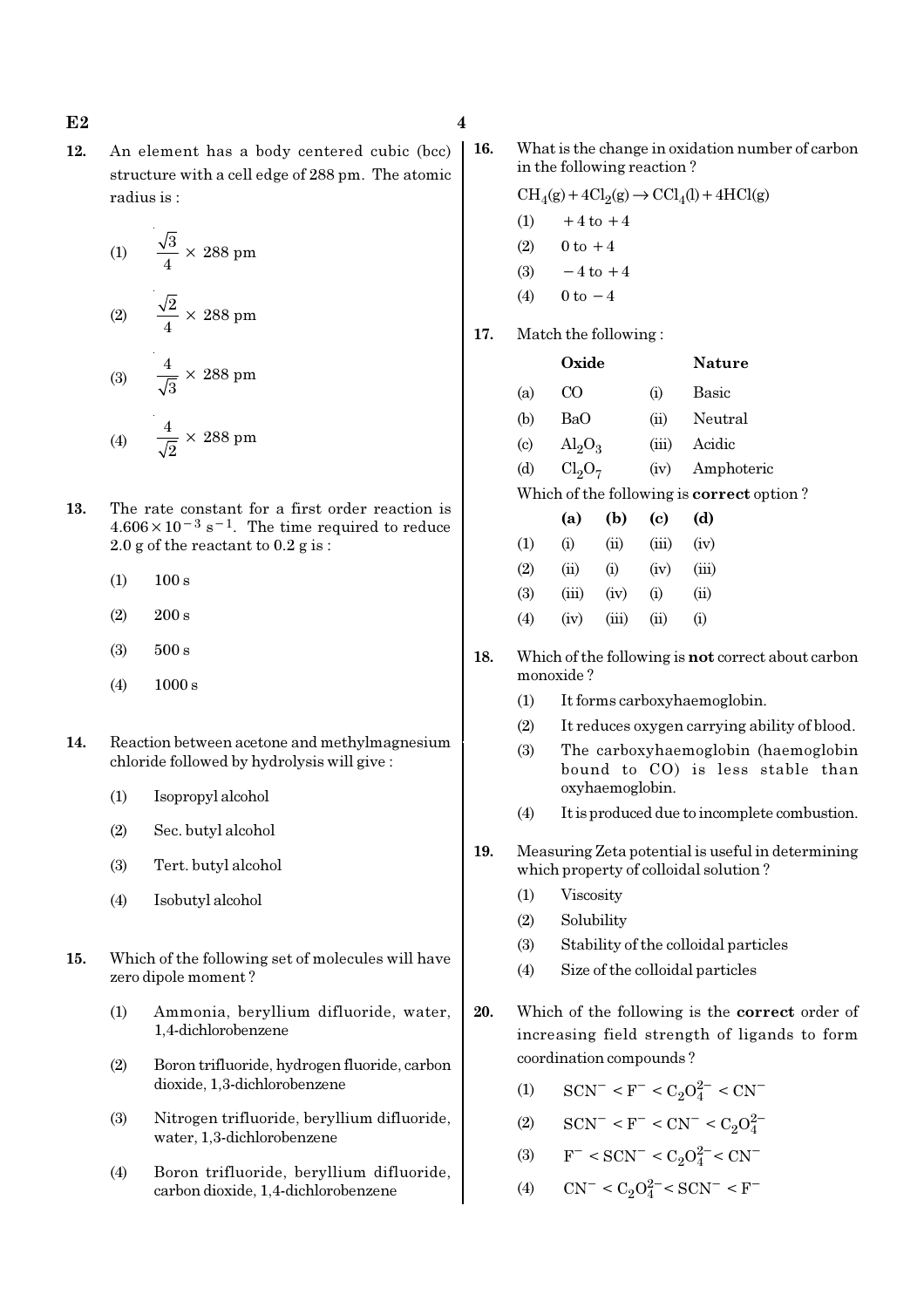12. An element has a body centered cubic (bcc) structure with a cell edge of 288 pm. The atomic radius is :

(1) $\frac{\sqrt{3}}{4} \times 288$ pm

(2) $\frac{\sqrt{2}}{4} \times 288$ pm

(3) $\frac{4}{\sqrt{3}} \times 288$ pm

(4) $\frac{4}{\sqrt{2}} \times 288$ pm

13. The rate constant for a first order reaction is $4.606 \times 10^{-3}\ s^{-1}$. The time required to reduce 2.0 g of the reactant to 0.2 g is :

(1) 100 s

(2) 200 s

(3) 500 s

(4) 1000 s

14. Reaction between acetone and methylmagnesium chloride followed by hydrolysis will give :

(1) Isopropyl alcohol

(2) Sec. butyl alcohol

(3) Tert. butyl alcohol

(4) Isobutyl alcohol

15. Which of the following set of molecules will have zero dipole moment ?

(1) Ammonia, beryllium difluoride, water, 1,4-dichlorobenzene

(2) Boron trifluoride, hydrogen fluoride, carbon dioxide, 1,3-dichlorobenzene

(3) Nitrogen trifluoride, beryllium difluoride, water, 1,3-dichlorobenzene

(4) Boron trifluoride, beryllium difluoride, carbon dioxide, 1,4-dichlorobenzene

16. What is the change in oxidation number of carbon in the following reaction ?

$CH_4(g) + 4Cl_2(g) \rightarrow CCl_4(l) + 4HCl(g)$

(1) $+4$ to $+4$

(2) 0 to $+4$

(3) $-4$ to $+4$

(4) 0 to $-4$

17. Match the following :

| | Oxide | | Nature |
|---|---|---|---|
| (a) | $CO$ | (i) | Basic |
| (b) | $BaO$ | (ii) | Neutral |
| (c) | $Al_2O_3$ | (iii) | Acidic |
| (d) | $Cl_2O_7$ | (iv) | Amphoteric |

Which of the following is **correct** option ?

| | **(a)** | **(b)** | **(c)** | **(d)** |
|---|---|---|---|---|
| (1) | (i) | (ii) | (iii) | (iv) |
| (2) | (ii) | (i) | (iv) | (iii) |
| (3) | (iii) | (iv) | (i) | (ii) |
| (4) | (iv) | (iii) | (ii) | (i) |

18. Which of the following is **not** correct about carbon monoxide ?

(1) It forms carboxyhaemoglobin.

(2) It reduces oxygen carrying ability of blood.

(3) The carboxyhaemoglobin (haemoglobin bound to CO) is less stable than oxyhaemoglobin.

(4) It is produced due to incomplete combustion.

19. Measuring Zeta potential is useful in determining which property of colloidal solution ?

(1) Viscosity

(2) Solubility

(3) Stability of the colloidal particles

(4) Size of the colloidal particles

20. Which of the following is the **correct** order of increasing field strength of ligands to form coordination compounds ?

(1) $SCN^- < F^- < C_2O_4^{2-} < CN^-$

(2) $SCN^- < F^- < CN^- < C_2O_4^{2-}$

(3) $F^- < SCN^- < C_2O_4^{2-} < CN^-$

(4) $CN^- < C_2O_4^{2-} < SCN^- < F^-$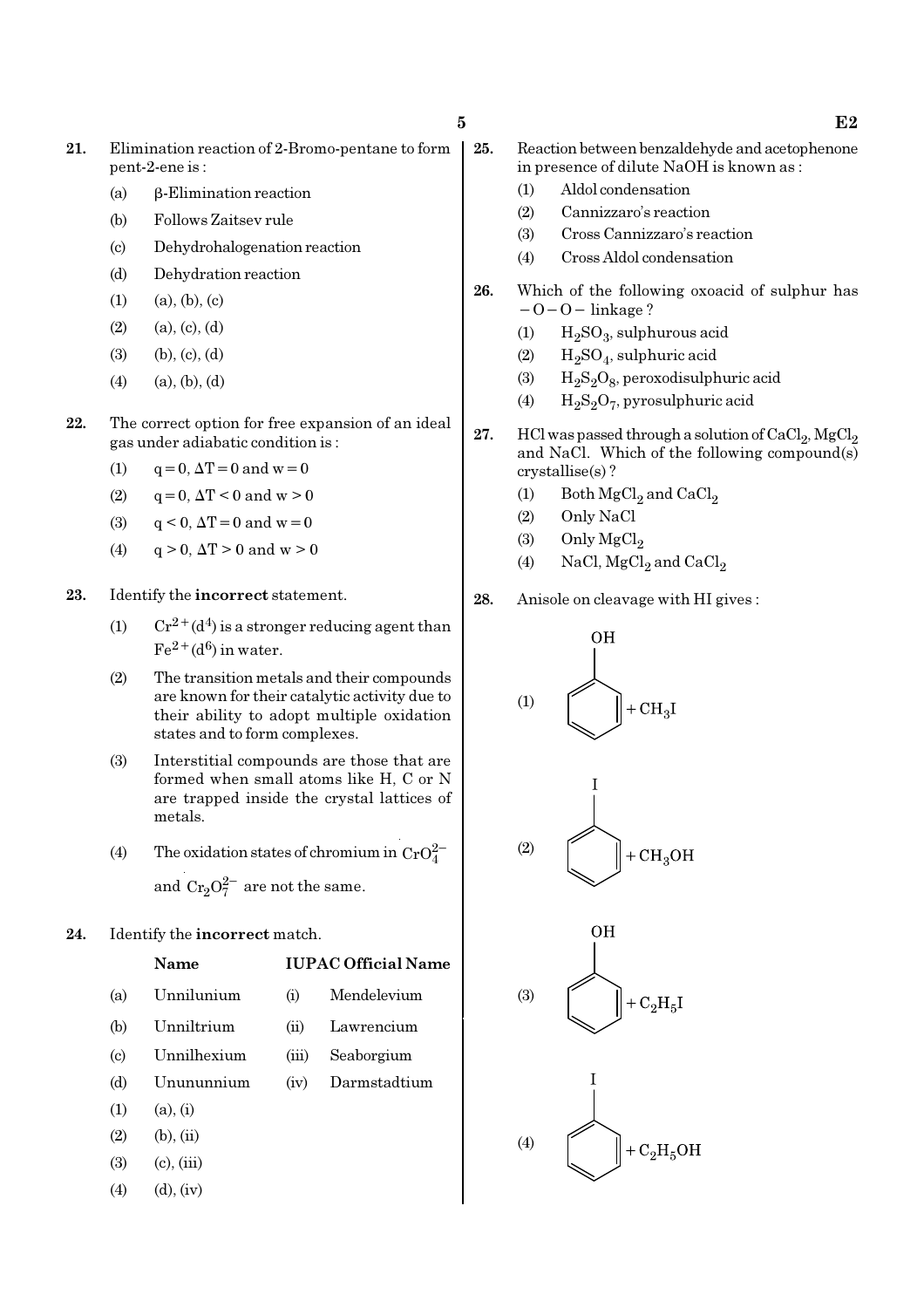21. Elimination reaction of 2-Bromo-pentane to form pent-2-ene is :

    (a) β-Elimination reaction

    (b) Follows Zaitsev rule

    (c) Dehydrohalogenation reaction

    (d) Dehydration reaction

    (1) (a), (b), (c)

    (2) (a), (c), (d)

    (3) (b), (c), (d)

    (4) (a), (b), (d)

22. The correct option for free expansion of an ideal gas under adiabatic condition is :

    (1) $q = 0, \Delta T = 0$ and $w = 0$

    (2) $q = 0, \Delta T < 0$ and $w > 0$

    (3) $q < 0, \Delta T = 0$ and $w = 0$

    (4) $q > 0, \Delta T > 0$ and $w > 0$

23. Identify the **incorrect** statement.

    (1) $Cr^{2+}(d^4)$ is a stronger reducing agent than $Fe^{2+}(d^6)$ in water.

    (2) The transition metals and their compounds are known for their catalytic activity due to their ability to adopt multiple oxidation states and to form complexes.

    (3) Interstitial compounds are those that are formed when small atoms like H, C or N are trapped inside the crystal lattices of metals.

    (4) The oxidation states of chromium in $CrO_4^{2-}$ and $Cr_2O_7^{2-}$ are not the same.

24. Identify the **incorrect** match.

|  | Name |  | IUPAC Official Name |
|---|---|---|---|
| (a) | Unnilunium | (i) | Mendelevium |
| (b) | Unniltrium | (ii) | Lawrencium |
| (c) | Unnilhexium | (iii) | Seaborgium |
| (d) | Unununnium | (iv) | Darmstadtium |

    (1) (a), (i)

    (2) (b), (ii)

    (3) (c), (iii)

    (4) (d), (iv)

25. Reaction between benzaldehyde and acetophenone in presence of dilute NaOH is known as :

    (1) Aldol condensation

    (2) Cannizzaro's reaction

    (3) Cross Cannizzaro's reaction

    (4) Cross Aldol condensation

26. Which of the following oxoacid of sulphur has $-O-O-$ linkage ?

    (1) $H_2SO_3$, sulphurous acid

    (2) $H_2SO_4$, sulphuric acid

    (3) $H_2S_2O_8$, peroxodisulphuric acid

    (4) $H_2S_2O_7$, pyrosulphuric acid

27. HCl was passed through a solution of $CaCl_2$, $MgCl_2$ and NaCl. Which of the following compound(s) crystallise(s) ?

    (1) Both $MgCl_2$ and $CaCl_2$

    (2) Only NaCl

    (3) Only $MgCl_2$

    (4) NaCl, $MgCl_2$ and $CaCl_2$

28. Anisole on cleavage with HI gives :

    (1) Phenol (benzene ring with OH) $+ CH_3I$

    (2) Iodobenzene (benzene ring with I) $+ CH_3OH$

    (3) Phenol (benzene ring with OH) $+ C_2H_5I$

    (4) Iodobenzene (benzene ring with I) $+ C_2H_5OH$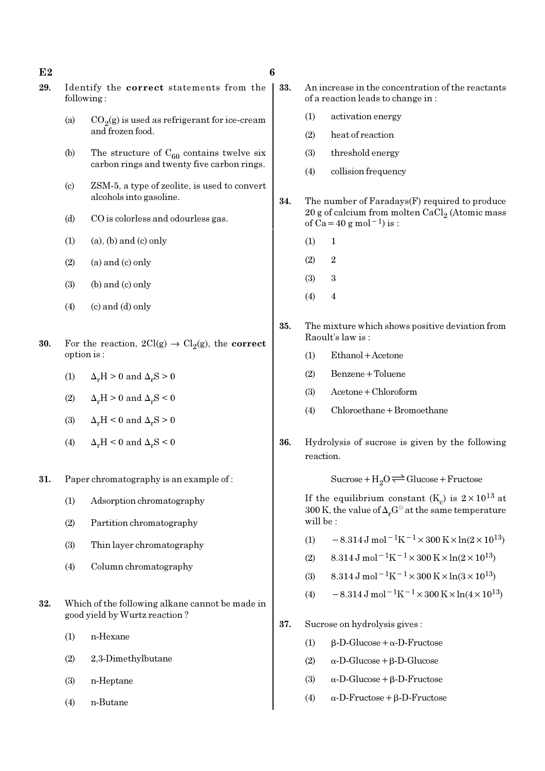**29.** Identify the **correct** statements from the following :

(a) $CO_2(g)$ is used as refrigerant for ice-cream and frozen food.

(b) The structure of $C_{60}$ contains twelve six carbon rings and twenty five carbon rings.

(c) ZSM-5, a type of zeolite, is used to convert alcohols into gasoline.

(d) CO is colorless and odourless gas.

(1) (a), (b) and (c) only

(2) (a) and (c) only

(3) (b) and (c) only

(4) (c) and (d) only

**30.** For the reaction, $2Cl(g) \rightarrow Cl_2(g)$, the **correct** option is :

(1) $\Delta_r H > 0$ and $\Delta_r S > 0$

(2) $\Delta_r H > 0$ and $\Delta_r S < 0$

(3) $\Delta_r H < 0$ and $\Delta_r S > 0$

(4) $\Delta_r H < 0$ and $\Delta_r S < 0$

**31.** Paper chromatography is an example of :

(1) Adsorption chromatography

(2) Partition chromatography

(3) Thin layer chromatography

(4) Column chromatography

**32.** Which of the following alkane cannot be made in good yield by Wurtz reaction ?

(1) n-Hexane

(2) 2,3-Dimethylbutane

(3) n-Heptane

(4) n-Butane

**33.** An increase in the concentration of the reactants of a reaction leads to change in :

(1) activation energy

(2) heat of reaction

(3) threshold energy

(4) collision frequency

**34.** The number of Faradays(F) required to produce 20 g of calcium from molten $CaCl_2$ (Atomic mass of Ca = 40 g $mol^{-1}$) is :

(1) 1

(2) 2

(3) 3

(4) 4

**35.** The mixture which shows positive deviation from Raoult's law is :

(1) Ethanol + Acetone

(2) Benzene + Toluene

(3) Acetone + Chloroform

(4) Chloroethane + Bromoethane

**36.** Hydrolysis of sucrose is given by the following reaction.

$$\text{Sucrose} + H_2O \rightleftharpoons \text{Glucose} + \text{Fructose}$$

If the equilibrium constant ($K_c$) is $2 \times 10^{13}$ at 300 K, the value of $\Delta_r G^\ominus$ at the same temperature will be :

(1) $-8.314\ J\ mol^{-1}K^{-1} \times 300\ K \times \ln(2 \times 10^{13})$

(2) $8.314\ J\ mol^{-1}K^{-1} \times 300\ K \times \ln(2 \times 10^{13})$

(3) $8.314\ J\ mol^{-1}K^{-1} \times 300\ K \times \ln(3 \times 10^{13})$

(4) $-8.314\ J\ mol^{-1}K^{-1} \times 300\ K \times \ln(4 \times 10^{13})$

**37.** Sucrose on hydrolysis gives :

(1) β-D-Glucose + α-D-Fructose

(2) α-D-Glucose + β-D-Glucose

(3) α-D-Glucose + β-D-Fructose

(4) α-D-Fructose + β-D-Fructose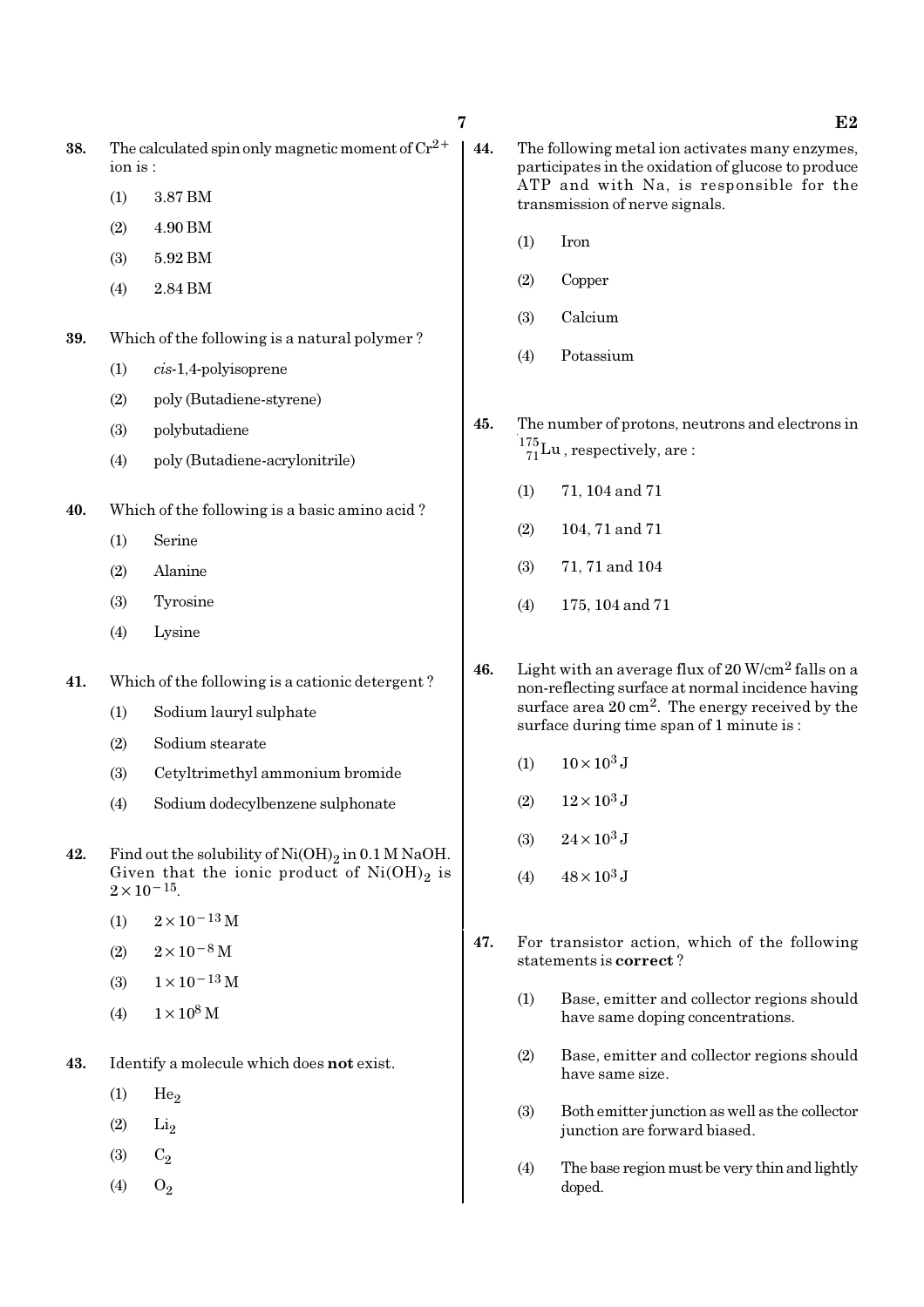38. The calculated spin only magnetic moment of $Cr^{2+}$ ion is :

(1) 3.87 BM

(2) 4.90 BM

(3) 5.92 BM

(4) 2.84 BM

39. Which of the following is a natural polymer ?

(1) *cis*-1,4-polyisoprene

(2) poly (Butadiene-styrene)

(3) polybutadiene

(4) poly (Butadiene-acrylonitrile)

40. Which of the following is a basic amino acid ?

(1) Serine

(2) Alanine

(3) Tyrosine

(4) Lysine

41. Which of the following is a cationic detergent ?

(1) Sodium lauryl sulphate

(2) Sodium stearate

(3) Cetyltrimethyl ammonium bromide

(4) Sodium dodecylbenzene sulphonate

42. Find out the solubility of $Ni(OH)_2$ in 0.1 M NaOH. Given that the ionic product of $Ni(OH)_2$ is $2 \times 10^{-15}$.

(1) $2 \times 10^{-13}$ M

(2) $2 \times 10^{-8}$ M

(3) $1 \times 10^{-13}$ M

(4) $1 \times 10^{8}$ M

43. Identify a molecule which does **not** exist.

(1) $He_2$

(2) $Li_2$

(3) $C_2$

(4) $O_2$

44. The following metal ion activates many enzymes, participates in the oxidation of glucose to produce ATP and with Na, is responsible for the transmission of nerve signals.

(1) Iron

(2) Copper

(3) Calcium

(4) Potassium

45. The number of protons, neutrons and electrons in $^{175}_{71}Lu$, respectively, are :

(1) 71, 104 and 71

(2) 104, 71 and 71

(3) 71, 71 and 104

(4) 175, 104 and 71

46. Light with an average flux of 20 W/cm$^2$ falls on a non-reflecting surface at normal incidence having surface area 20 cm$^2$. The energy received by the surface during time span of 1 minute is :

(1) $10 \times 10^3$ J

(2) $12 \times 10^3$ J

(3) $24 \times 10^3$ J

(4) $48 \times 10^3$ J

47. For transistor action, which of the following statements is **correct** ?

(1) Base, emitter and collector regions should have same doping concentrations.

(2) Base, emitter and collector regions should have same size.

(3) Both emitter junction as well as the collector junction are forward biased.

(4) The base region must be very thin and lightly doped.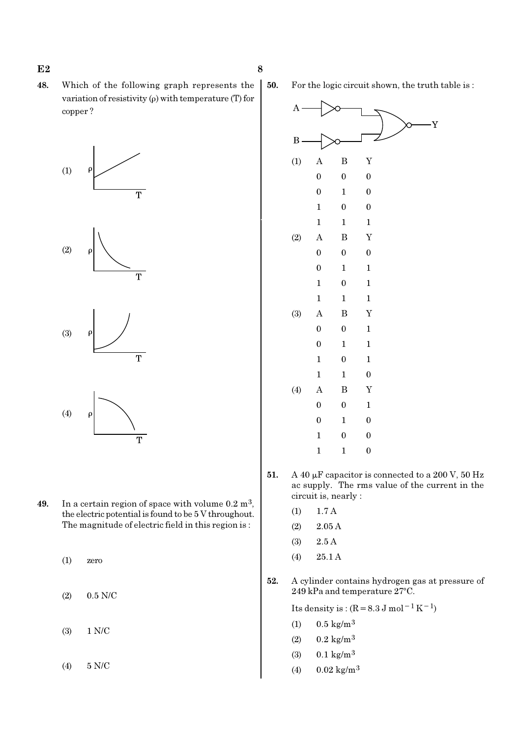**48.** Which of the following graph represents the variation of resistivity (ρ) with temperature (T) for copper ?

(1) ρ vs T

(2) ρ vs T

(3) ρ vs T

(4) ρ vs T

**49.** In a certain region of space with volume 0.2 $m^3$, the electric potential is found to be 5 V throughout. The magnitude of electric field in this region is :

(1) zero

(2) 0.5 N/C

(3) 1 N/C

(4) 5 N/C

**50.** For the logic circuit shown, the truth table is :

(1)

| A | B | Y |
|---|---|---|
| 0 | 0 | 0 |
| 0 | 1 | 0 |
| 1 | 0 | 0 |
| 1 | 1 | 1 |

(2)

| A | B | Y |
|---|---|---|
| 0 | 0 | 0 |
| 0 | 1 | 1 |
| 1 | 0 | 1 |
| 1 | 1 | 1 |

(3)

| A | B | Y |
|---|---|---|
| 0 | 0 | 1 |
| 0 | 1 | 1 |
| 1 | 0 | 1 |
| 1 | 1 | 0 |

(4)

| A | B | Y |
|---|---|---|
| 0 | 0 | 1 |
| 0 | 1 | 0 |
| 1 | 0 | 0 |
| 1 | 1 | 0 |

**51.** A 40 μF capacitor is connected to a 200 V, 50 Hz ac supply. The rms value of the current in the circuit is, nearly :

(1) 1.7 A

(2) 2.05 A

(3) 2.5 A

(4) 25.1 A

**52.** A cylinder contains hydrogen gas at pressure of 249 kPa and temperature 27°C.

Its density is : ($R = 8.3\ J\ mol^{-1}\ K^{-1}$)

(1) 0.5 $kg/m^3$

(2) 0.2 $kg/m^3$

(3) 0.1 $kg/m^3$

(4) 0.02 $kg/m^3$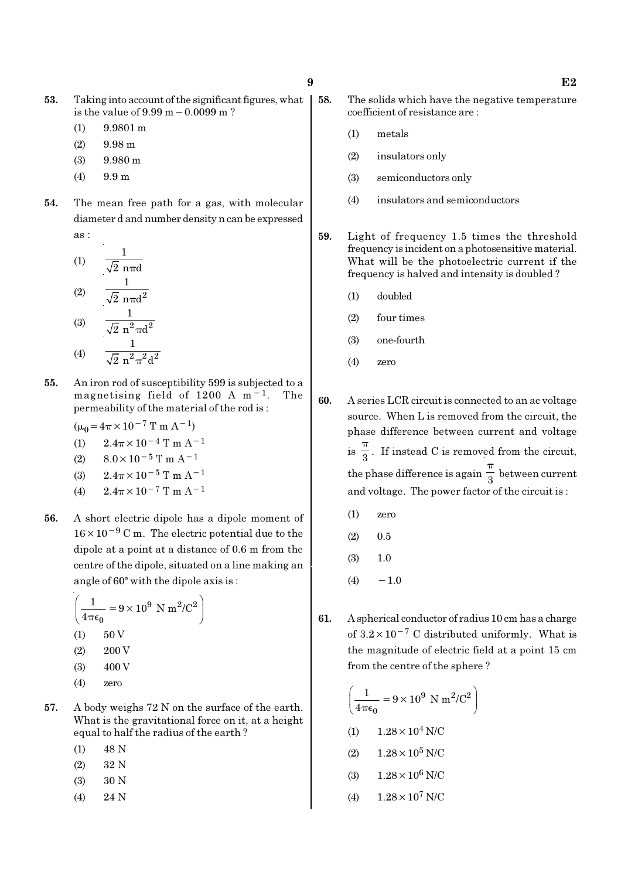53. Taking into account of the significant figures, what is the value of $9.99\ m - 0.0099\ m$ ?

(1) $9.9801\ m$

(2) $9.98\ m$

(3) $9.980\ m$

(4) $9.9\ m$

54. The mean free path for a gas, with molecular diameter d and number density n can be expressed as :

(1) $\dfrac{1}{\sqrt{2}\ n\pi d}$

(2) $\dfrac{1}{\sqrt{2}\ n\pi d^2}$

(3) $\dfrac{1}{\sqrt{2}\ n^2\pi d^2}$

(4) $\dfrac{1}{\sqrt{2}\ n^2\pi^2 d^2}$

55. An iron rod of susceptibility 599 is subjected to a magnetising field of $1200\ A\ m^{-1}$. The permeability of the material of the rod is :

$(\mu_0 = 4\pi \times 10^{-7}\ T\ m\ A^{-1})$

(1) $2.4\pi \times 10^{-4}\ T\ m\ A^{-1}$

(2) $8.0 \times 10^{-5}\ T\ m\ A^{-1}$

(3) $2.4\pi \times 10^{-5}\ T\ m\ A^{-1}$

(4) $2.4\pi \times 10^{-7}\ T\ m\ A^{-1}$

56. A short electric dipole has a dipole moment of $16 \times 10^{-9}$ C m. The electric potential due to the dipole at a point at a distance of 0.6 m from the centre of the dipole, situated on a line making an angle of 60° with the dipole axis is :

$\left(\dfrac{1}{4\pi\epsilon_0} = 9 \times 10^9\ N\ m^2/C^2\right)$

(1) 50 V

(2) 200 V

(3) 400 V

(4) zero

57. A body weighs 72 N on the surface of the earth. What is the gravitational force on it, at a height equal to half the radius of the earth ?

(1) 48 N

(2) 32 N

(3) 30 N

(4) 24 N

58. The solids which have the negative temperature coefficient of resistance are :

(1) metals

(2) insulators only

(3) semiconductors only

(4) insulators and semiconductors

59. Light of frequency 1.5 times the threshold frequency is incident on a photosensitive material. What will be the photoelectric current if the frequency is halved and intensity is doubled ?

(1) doubled

(2) four times

(3) one-fourth

(4) zero

60. A series LCR circuit is connected to an ac voltage source. When L is removed from the circuit, the phase difference between current and voltage is $\dfrac{\pi}{3}$. If instead C is removed from the circuit, the phase difference is again $\dfrac{\pi}{3}$ between current and voltage. The power factor of the circuit is :

(1) zero

(2) 0.5

(3) 1.0

(4) $-1.0$

61. A spherical conductor of radius 10 cm has a charge of $3.2 \times 10^{-7}$ C distributed uniformly. What is the magnitude of electric field at a point 15 cm from the centre of the sphere ?

$\left(\dfrac{1}{4\pi\epsilon_0} = 9 \times 10^9\ N\ m^2/C^2\right)$

(1) $1.28 \times 10^4\ N/C$

(2) $1.28 \times 10^5\ N/C$

(3) $1.28 \times 10^6\ N/C$

(4) $1.28 \times 10^7\ N/C$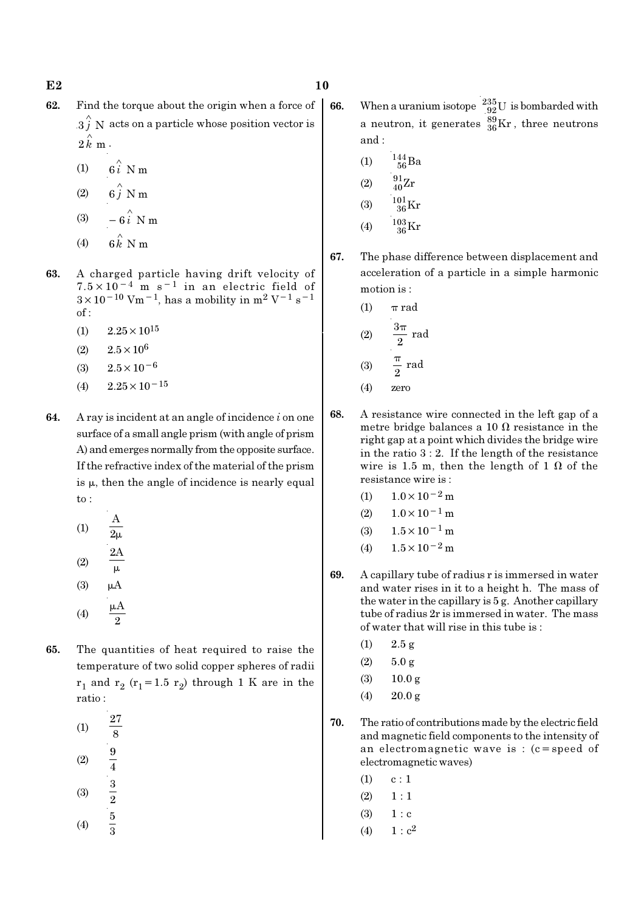62. Find the torque about the origin when a force of $3\hat{j}$ N acts on a particle whose position vector is $2\hat{k}$ m.

(1) $6\hat{i}$ N m

(2) $6\hat{j}$ N m

(3) $-6\hat{i}$ N m

(4) $6\hat{k}$ N m

63. A charged particle having drift velocity of $7.5 \times 10^{-4}$ m s$^{-1}$ in an electric field of $3 \times 10^{-10}$ Vm$^{-1}$, has a mobility in m$^2$ V$^{-1}$ s$^{-1}$ of :

(1) $2.25 \times 10^{15}$

(2) $2.5 \times 10^{6}$

(3) $2.5 \times 10^{-6}$

(4) $2.25 \times 10^{-15}$

64. A ray is incident at an angle of incidence $i$ on one surface of a small angle prism (with angle of prism A) and emerges normally from the opposite surface. If the refractive index of the material of the prism is $\mu$, then the angle of incidence is nearly equal to :

(1) $\frac{A}{2\mu}$

(2) $\frac{2A}{\mu}$

(3) $\mu A$

(4) $\frac{\mu A}{2}$

65. The quantities of heat required to raise the temperature of two solid copper spheres of radii $r_1$ and $r_2$ ($r_1 = 1.5\ r_2$) through 1 K are in the ratio :

(1) $\frac{27}{8}$

(2) $\frac{9}{4}$

(3) $\frac{3}{2}$

(4) $\frac{5}{3}$

66. When a uranium isotope $^{235}_{92}$U is bombarded with a neutron, it generates $^{89}_{36}$Kr, three neutrons and :

(1) $^{144}_{56}$Ba

(2) $^{91}_{40}$Zr

(3) $^{101}_{36}$Kr

(4) $^{103}_{36}$Kr

67. The phase difference between displacement and acceleration of a particle in a simple harmonic motion is :

(1) $\pi$ rad

(2) $\frac{3\pi}{2}$ rad

(3) $\frac{\pi}{2}$ rad

(4) zero

68. A resistance wire connected in the left gap of a metre bridge balances a 10 $\Omega$ resistance in the right gap at a point which divides the bridge wire in the ratio 3 : 2. If the length of the resistance wire is 1.5 m, then the length of 1 $\Omega$ of the resistance wire is :

(1) $1.0 \times 10^{-2}$ m

(2) $1.0 \times 10^{-1}$ m

(3) $1.5 \times 10^{-1}$ m

(4) $1.5 \times 10^{-2}$ m

69. A capillary tube of radius r is immersed in water and water rises in it to a height h. The mass of the water in the capillary is 5 g. Another capillary tube of radius 2r is immersed in water. The mass of water that will rise in this tube is :

(1) 2.5 g

(2) 5.0 g

(3) 10.0 g

(4) 20.0 g

70. The ratio of contributions made by the electric field and magnetic field components to the intensity of an electromagnetic wave is : (c = speed of electromagnetic waves)

(1) c : 1

(2) 1 : 1

(3) 1 : c

(4) 1 : c$^2$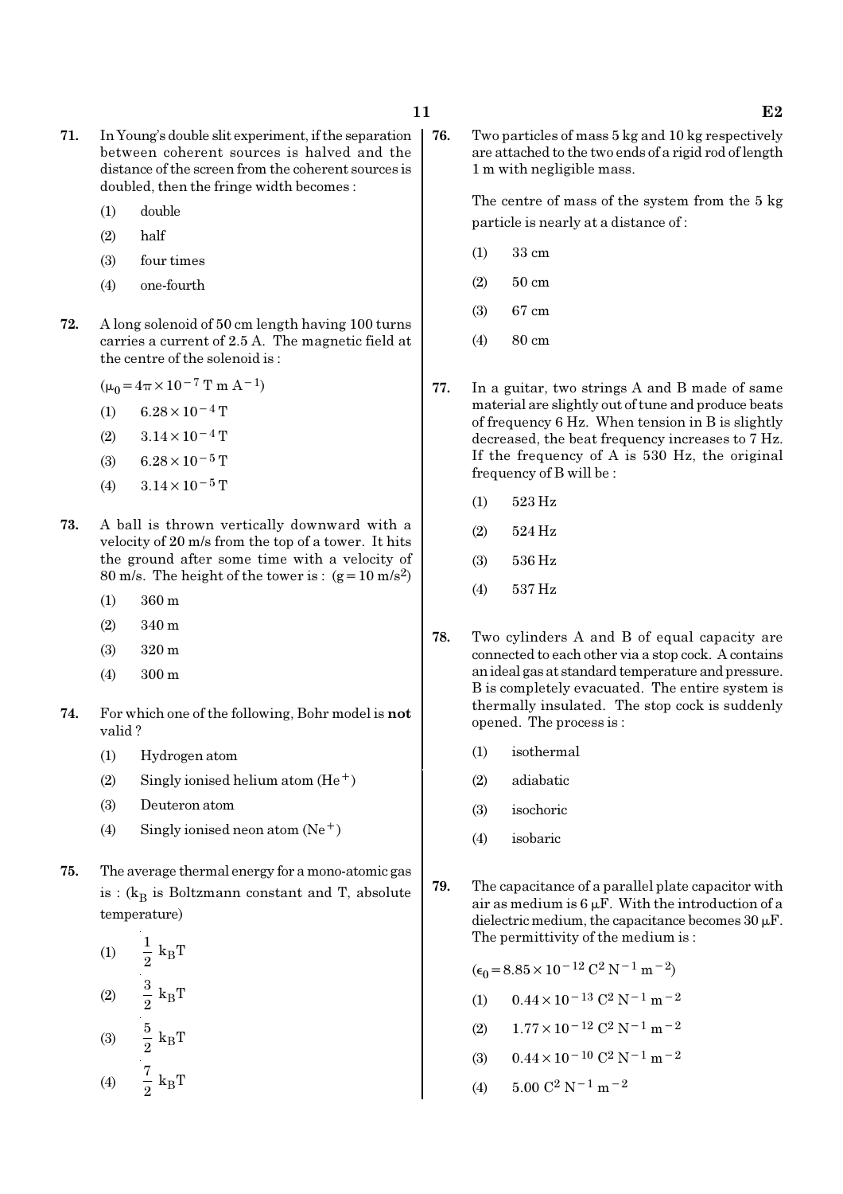**71.** In Young's double slit experiment, if the separation between coherent sources is halved and the distance of the screen from the coherent sources is doubled, then the fringe width becomes :

(1) double

(2) half

(3) four times

(4) one-fourth

**72.** A long solenoid of 50 cm length having 100 turns carries a current of 2.5 A. The magnetic field at the centre of the solenoid is :

($\mu_0 = 4\pi \times 10^{-7}$ T m $A^{-1}$)

(1) $6.28 \times 10^{-4}$ T

(2) $3.14 \times 10^{-4}$ T

(3) $6.28 \times 10^{-5}$ T

(4) $3.14 \times 10^{-5}$ T

**73.** A ball is thrown vertically downward with a velocity of 20 m/s from the top of a tower. It hits the ground after some time with a velocity of 80 m/s. The height of the tower is : ($g = 10$ m/$s^2$)

(1) 360 m

(2) 340 m

(3) 320 m

(4) 300 m

**74.** For which one of the following, Bohr model is **not** valid ?

(1) Hydrogen atom

(2) Singly ionised helium atom ($He^+$)

(3) Deuteron atom

(4) Singly ionised neon atom ($Ne^+$)

**75.** The average thermal energy for a mono-atomic gas is : ($k_B$ is Boltzmann constant and T, absolute temperature)

(1) $\frac{1}{2} k_B T$

(2) $\frac{3}{2} k_B T$

(3) $\frac{5}{2} k_B T$

(4) $\frac{7}{2} k_B T$

**76.** Two particles of mass 5 kg and 10 kg respectively are attached to the two ends of a rigid rod of length 1 m with negligible mass.

The centre of mass of the system from the 5 kg particle is nearly at a distance of :

(1) 33 cm

(2) 50 cm

(3) 67 cm

(4) 80 cm

**77.** In a guitar, two strings A and B made of same material are slightly out of tune and produce beats of frequency 6 Hz. When tension in B is slightly decreased, the beat frequency increases to 7 Hz. If the frequency of A is 530 Hz, the original frequency of B will be :

(1) 523 Hz

(2) 524 Hz

(3) 536 Hz

(4) 537 Hz

**78.** Two cylinders A and B of equal capacity are connected to each other via a stop cock. A contains an ideal gas at standard temperature and pressure. B is completely evacuated. The entire system is thermally insulated. The stop cock is suddenly opened. The process is :

(1) isothermal

(2) adiabatic

(3) isochoric

(4) isobaric

**79.** The capacitance of a parallel plate capacitor with air as medium is 6 $\mu$F. With the introduction of a dielectric medium, the capacitance becomes 30 $\mu$F. The permittivity of the medium is :

($\epsilon_0 = 8.85 \times 10^{-12}$ $C^2 N^{-1} m^{-2}$)

(1) $0.44 \times 10^{-13}$ $C^2 N^{-1} m^{-2}$

(2) $1.77 \times 10^{-12}$ $C^2 N^{-1} m^{-2}$

(3) $0.44 \times 10^{-10}$ $C^2 N^{-1} m^{-2}$

(4) $5.00$ $C^2 N^{-1} m^{-2}$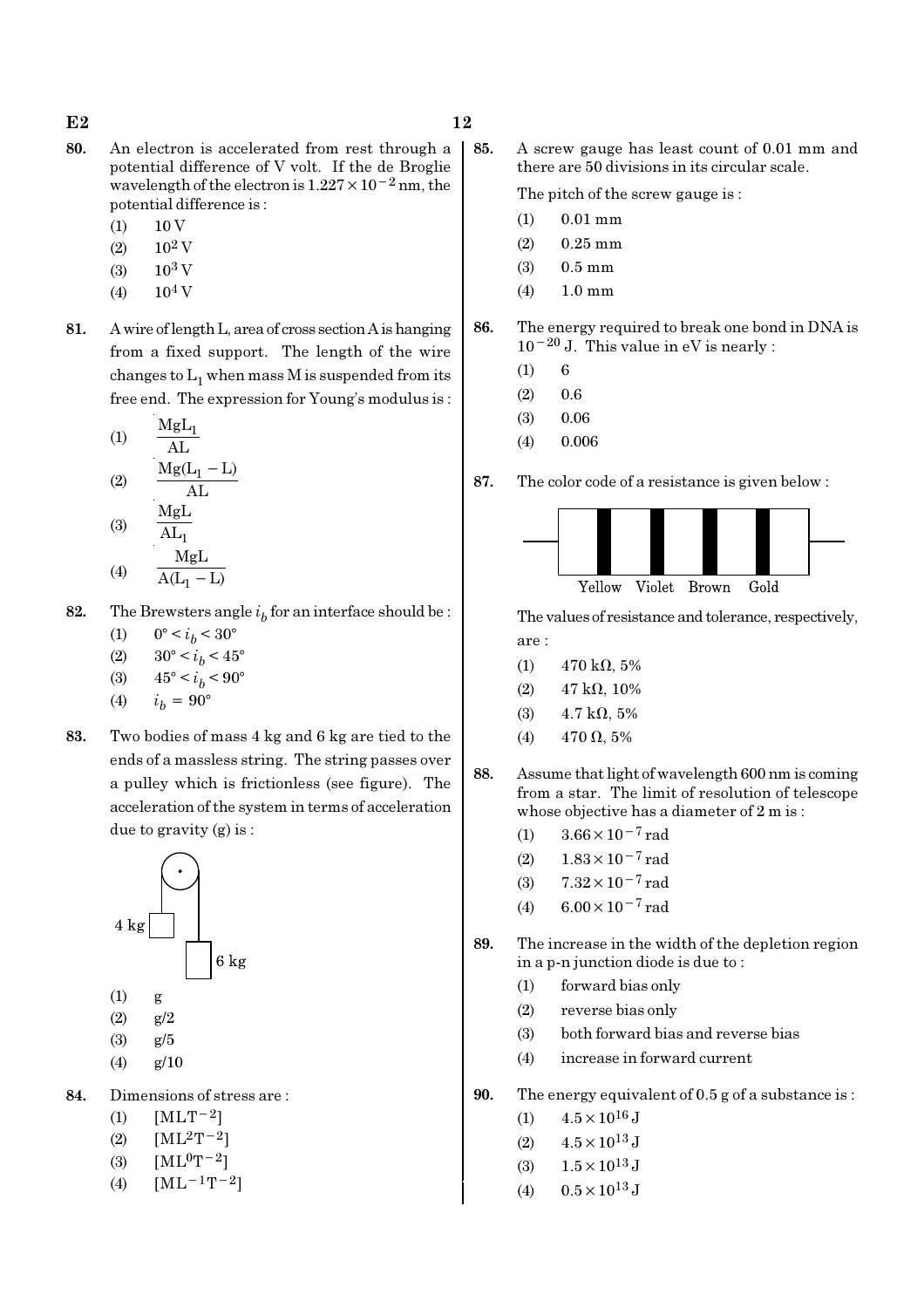80. An electron is accelerated from rest through a potential difference of V volt. If the de Broglie wavelength of the electron is $1.227 \times 10^{-2}$ nm, the potential difference is :

(1) 10 V

(2) $10^2$ V

(3) $10^3$ V

(4) $10^4$ V

81. A wire of length L, area of cross section A is hanging from a fixed support. The length of the wire changes to $L_1$ when mass M is suspended from its free end. The expression for Young's modulus is :

(1) $\frac{MgL_1}{AL}$

(2) $\frac{Mg(L_1 - L)}{AL}$

(3) $\frac{MgL}{AL_1}$

(4) $\frac{MgL}{A(L_1 - L)}$

82. The Brewsters angle $i_b$ for an interface should be :

(1) $0° < i_b < 30°$

(2) $30° < i_b < 45°$

(3) $45° < i_b < 90°$

(4) $i_b = 90°$

83. Two bodies of mass 4 kg and 6 kg are tied to the ends of a massless string. The string passes over a pulley which is frictionless (see figure). The acceleration of the system in terms of acceleration due to gravity (g) is :

(1) g

(2) g/2

(3) g/5

(4) g/10

84. Dimensions of stress are :

(1) $[MLT^{-2}]$

(2) $[ML^2T^{-2}]$

(3) $[ML^0T^{-2}]$

(4) $[ML^{-1}T^{-2}]$

85. A screw gauge has least count of 0.01 mm and there are 50 divisions in its circular scale.

The pitch of the screw gauge is :

(1) 0.01 mm

(2) 0.25 mm

(3) 0.5 mm

(4) 1.0 mm

86. The energy required to break one bond in DNA is $10^{-20}$ J. This value in eV is nearly :

(1) 6

(2) 0.6

(3) 0.06

(4) 0.006

87. The color code of a resistance is given below :

Yellow Violet Brown Gold

The values of resistance and tolerance, respectively, are :

(1) 470 kΩ, 5%

(2) 47 kΩ, 10%

(3) 4.7 kΩ, 5%

(4) 470 Ω, 5%

88. Assume that light of wavelength 600 nm is coming from a star. The limit of resolution of telescope whose objective has a diameter of 2 m is :

(1) $3.66 \times 10^{-7}$ rad

(2) $1.83 \times 10^{-7}$ rad

(3) $7.32 \times 10^{-7}$ rad

(4) $6.00 \times 10^{-7}$ rad

89. The increase in the width of the depletion region in a p-n junction diode is due to :

(1) forward bias only

(2) reverse bias only

(3) both forward bias and reverse bias

(4) increase in forward current

90. The energy equivalent of 0.5 g of a substance is :

(1) $4.5 \times 10^{16}$ J

(2) $4.5 \times 10^{13}$ J

(3) $1.5 \times 10^{13}$ J

(4) $0.5 \times 10^{13}$ J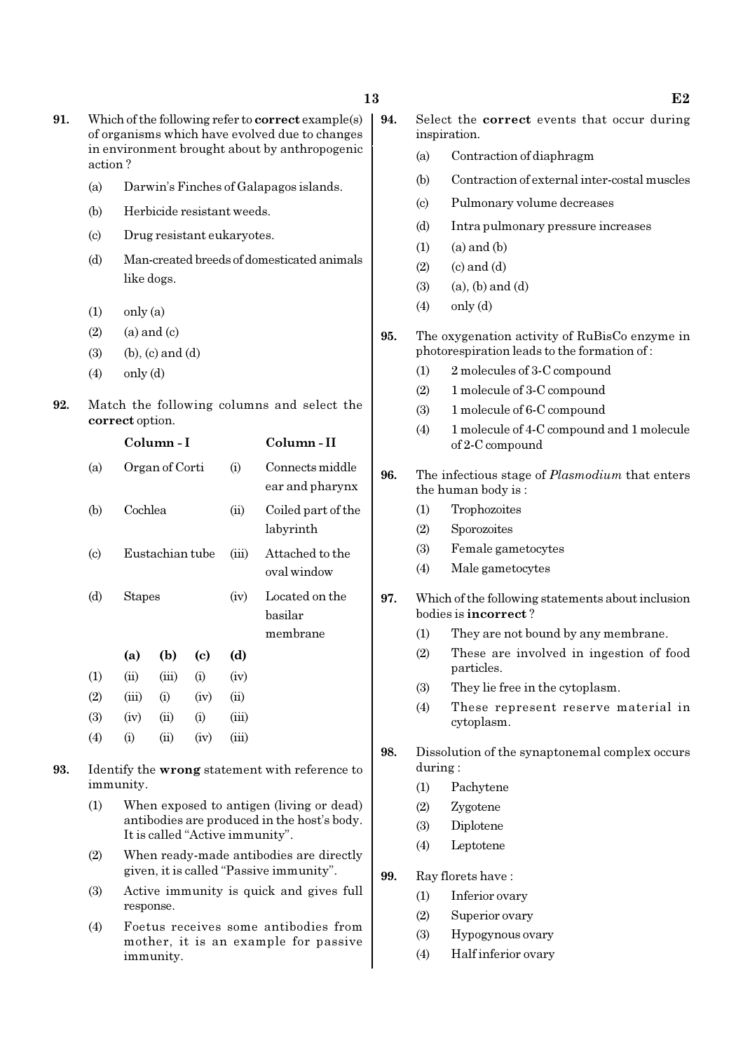91. Which of the following refer to **correct** example(s) of organisms which have evolved due to changes in environment brought about by anthropogenic action ?

   (a) Darwin's Finches of Galapagos islands.

   (b) Herbicide resistant weeds.

   (c) Drug resistant eukaryotes.

   (d) Man-created breeds of domesticated animals like dogs.

   (1) only (a)
   (2) (a) and (c)
   (3) (b), (c) and (d)
   (4) only (d)

92. Match the following columns and select the **correct** option.

| | Column - I | | Column - II |
|---|---|---|---|
| (a) | Organ of Corti | (i) | Connects middle ear and pharynx |
| (b) | Cochlea | (ii) | Coiled part of the labyrinth |
| (c) | Eustachian tube | (iii) | Attached to the oval window |
| (d) | Stapes | (iv) | Located on the basilar membrane |

| | (a) | (b) | (c) | (d) |
|---|---|---|---|---|
| (1) | (ii) | (iii) | (i) | (iv) |
| (2) | (iii) | (i) | (iv) | (ii) |
| (3) | (iv) | (ii) | (i) | (iii) |
| (4) | (i) | (ii) | (iv) | (iii) |

93. Identify the **wrong** statement with reference to immunity.

   (1) When exposed to antigen (living or dead) antibodies are produced in the host's body. It is called "Active immunity".
   (2) When ready-made antibodies are directly given, it is called "Passive immunity".
   (3) Active immunity is quick and gives full response.
   (4) Foetus receives some antibodies from mother, it is an example for passive immunity.

94. Select the **correct** events that occur during inspiration.

   (a) Contraction of diaphragm
   (b) Contraction of external inter-costal muscles
   (c) Pulmonary volume decreases
   (d) Intra pulmonary pressure increases

   (1) (a) and (b)
   (2) (c) and (d)
   (3) (a), (b) and (d)
   (4) only (d)

95. The oxygenation activity of RuBisCo enzyme in photorespiration leads to the formation of :

   (1) 2 molecules of 3-C compound
   (2) 1 molecule of 3-C compound
   (3) 1 molecule of 6-C compound
   (4) 1 molecule of 4-C compound and 1 molecule of 2-C compound

96. The infectious stage of *Plasmodium* that enters the human body is :

   (1) Trophozoites
   (2) Sporozoites
   (3) Female gametocytes
   (4) Male gametocytes

97. Which of the following statements about inclusion bodies is **incorrect** ?

   (1) They are not bound by any membrane.
   (2) These are involved in ingestion of food particles.
   (3) They lie free in the cytoplasm.
   (4) These represent reserve material in cytoplasm.

98. Dissolution of the synaptonemal complex occurs during :

   (1) Pachytene
   (2) Zygotene
   (3) Diplotene
   (4) Leptotene

99. Ray florets have :

   (1) Inferior ovary
   (2) Superior ovary
   (3) Hypogynous ovary
   (4) Half inferior ovary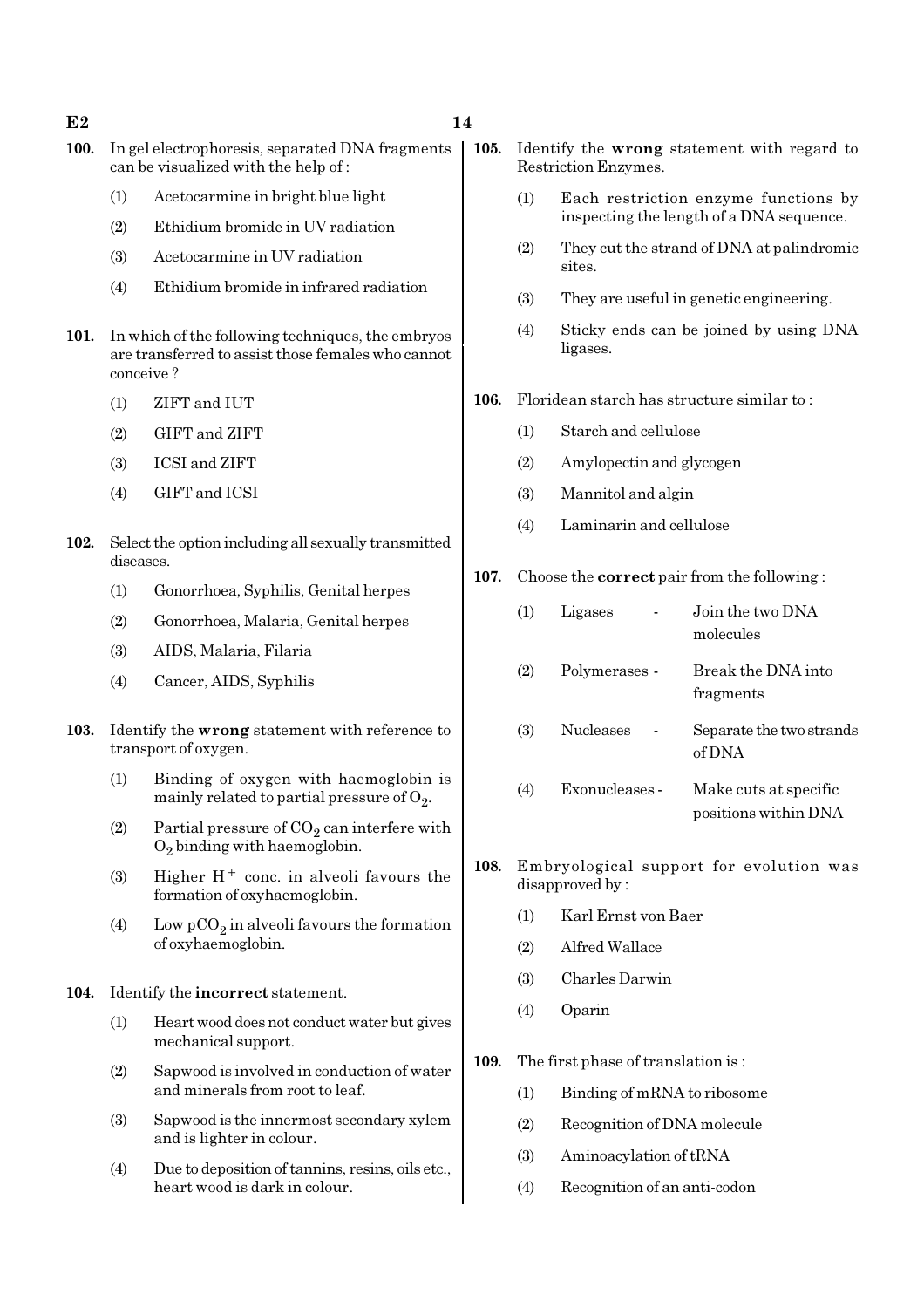**100.** In gel electrophoresis, separated DNA fragments can be visualized with the help of :

(1) Acetocarmine in bright blue light

(2) Ethidium bromide in UV radiation

(3) Acetocarmine in UV radiation

(4) Ethidium bromide in infrared radiation

**101.** In which of the following techniques, the embryos are transferred to assist those females who cannot conceive ?

(1) ZIFT and IUT

(2) GIFT and ZIFT

(3) ICSI and ZIFT

(4) GIFT and ICSI

**102.** Select the option including all sexually transmitted diseases.

(1) Gonorrhoea, Syphilis, Genital herpes

(2) Gonorrhoea, Malaria, Genital herpes

(3) AIDS, Malaria, Filaria

(4) Cancer, AIDS, Syphilis

**103.** Identify the **wrong** statement with reference to transport of oxygen.

(1) Binding of oxygen with haemoglobin is mainly related to partial pressure of $O_2$.

(2) Partial pressure of $CO_2$ can interfere with $O_2$ binding with haemoglobin.

(3) Higher $H^+$ conc. in alveoli favours the formation of oxyhaemoglobin.

(4) Low $pCO_2$ in alveoli favours the formation of oxyhaemoglobin.

**104.** Identify the **incorrect** statement.

(1) Heart wood does not conduct water but gives mechanical support.

(2) Sapwood is involved in conduction of water and minerals from root to leaf.

(3) Sapwood is the innermost secondary xylem and is lighter in colour.

(4) Due to deposition of tannins, resins, oils etc., heart wood is dark in colour.

**105.** Identify the **wrong** statement with regard to Restriction Enzymes.

(1) Each restriction enzyme functions by inspecting the length of a DNA sequence.

(2) They cut the strand of DNA at palindromic sites.

(3) They are useful in genetic engineering.

(4) Sticky ends can be joined by using DNA ligases.

**106.** Floridean starch has structure similar to :

(1) Starch and cellulose

(2) Amylopectin and glycogen

(3) Mannitol and algin

(4) Laminarin and cellulose

**107.** Choose the **correct** pair from the following :

(1) Ligases - Join the two DNA molecules

(2) Polymerases - Break the DNA into fragments

(3) Nucleases - Separate the two strands of DNA

(4) Exonucleases - Make cuts at specific positions within DNA

**108.** Embryological support for evolution was disapproved by :

(1) Karl Ernst von Baer

(2) Alfred Wallace

(3) Charles Darwin

(4) Oparin

**109.** The first phase of translation is :

(1) Binding of mRNA to ribosome

(2) Recognition of DNA molecule

(3) Aminoacylation of tRNA

(4) Recognition of an anti-codon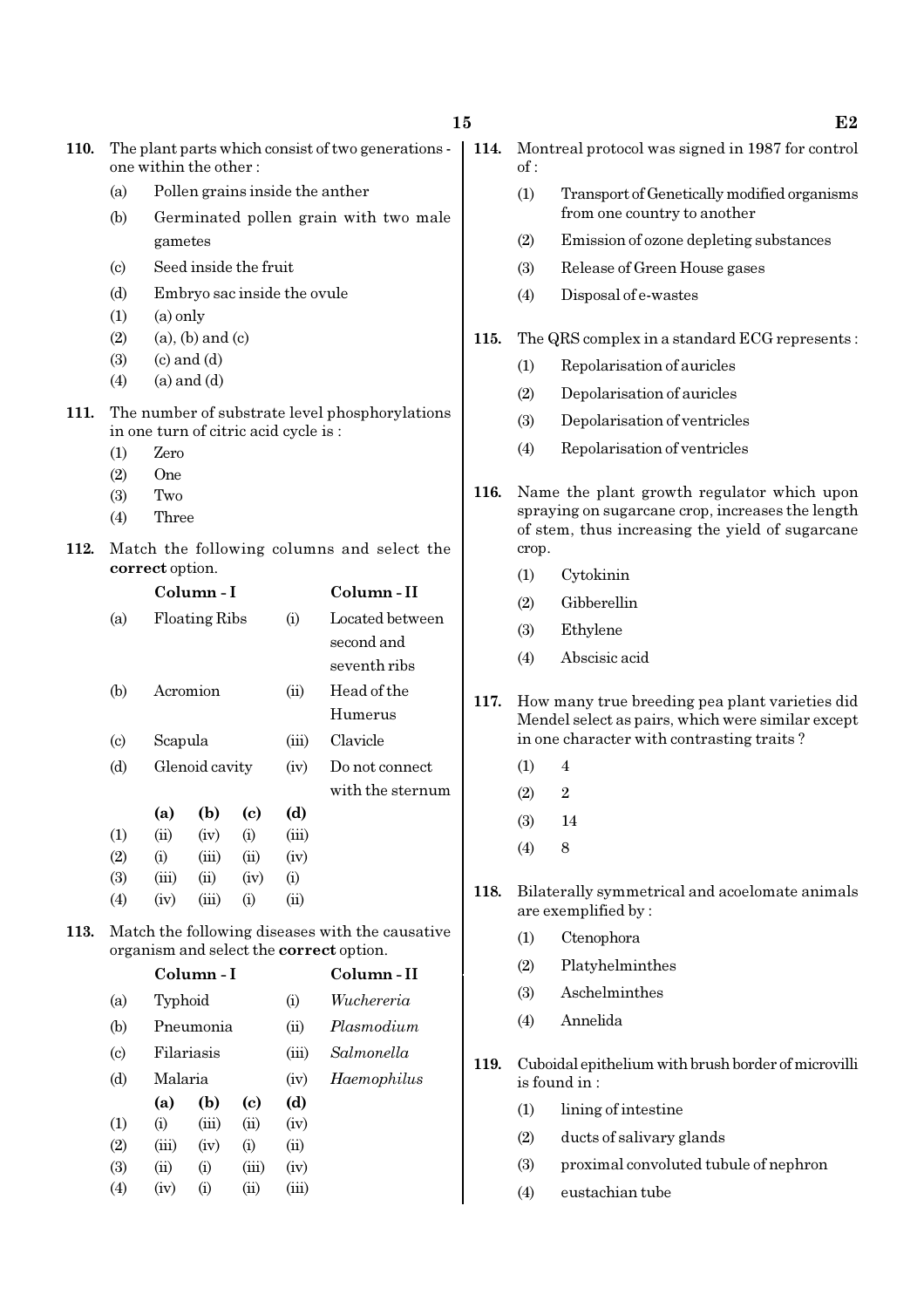110. The plant parts which consist of two generations - one within the other :

(a) Pollen grains inside the anther

(b) Germinated pollen grain with two male gametes

(c) Seed inside the fruit

(d) Embryo sac inside the ovule

(1) (a) only

(2) (a), (b) and (c)

(3) (c) and (d)

(4) (a) and (d)

111. The number of substrate level phosphorylations in one turn of citric acid cycle is :

(1) Zero

(2) One

(3) Two

(4) Three

112. Match the following columns and select the **correct** option.

| | Column - I | | Column - II |
|---|---|---|---|
| (a) | Floating Ribs | (i) | Located between second and seventh ribs |
| (b) | Acromion | (ii) | Head of the Humerus |
| (c) | Scapula | (iii) | Clavicle |
| (d) | Glenoid cavity | (iv) | Do not connect with the sternum |

| | (a) | (b) | (c) | (d) |
|---|---|---|---|---|
| (1) | (ii) | (iv) | (i) | (iii) |
| (2) | (i) | (iii) | (ii) | (iv) |
| (3) | (iii) | (ii) | (iv) | (i) |
| (4) | (iv) | (iii) | (i) | (ii) |

113. Match the following diseases with the causative organism and select the **correct** option.

| | Column - I | | Column - II |
|---|---|---|---|
| (a) | Typhoid | (i) | *Wuchereria* |
| (b) | Pneumonia | (ii) | *Plasmodium* |
| (c) | Filariasis | (iii) | *Salmonella* |
| (d) | Malaria | (iv) | *Haemophilus* |

| | (a) | (b) | (c) | (d) |
|---|---|---|---|---|
| (1) | (i) | (iii) | (ii) | (iv) |
| (2) | (iii) | (iv) | (i) | (ii) |
| (3) | (ii) | (i) | (iii) | (iv) |
| (4) | (iv) | (i) | (ii) | (iii) |

114. Montreal protocol was signed in 1987 for control of :

(1) Transport of Genetically modified organisms from one country to another

(2) Emission of ozone depleting substances

(3) Release of Green House gases

(4) Disposal of e-wastes

115. The QRS complex in a standard ECG represents :

(1) Repolarisation of auricles

(2) Depolarisation of auricles

(3) Depolarisation of ventricles

(4) Repolarisation of ventricles

116. Name the plant growth regulator which upon spraying on sugarcane crop, increases the length of stem, thus increasing the yield of sugarcane crop.

(1) Cytokinin

(2) Gibberellin

(3) Ethylene

(4) Abscisic acid

117. How many true breeding pea plant varieties did Mendel select as pairs, which were similar except in one character with contrasting traits ?

(1) 4

(2) 2

(3) 14

(4) 8

118. Bilaterally symmetrical and acoelomate animals are exemplified by :

(1) Ctenophora

(2) Platyhelminthes

(3) Aschelminthes

(4) Annelida

119. Cuboidal epithelium with brush border of microvilli is found in :

(1) lining of intestine

(2) ducts of salivary glands

(3) proximal convoluted tubule of nephron

(4) eustachian tube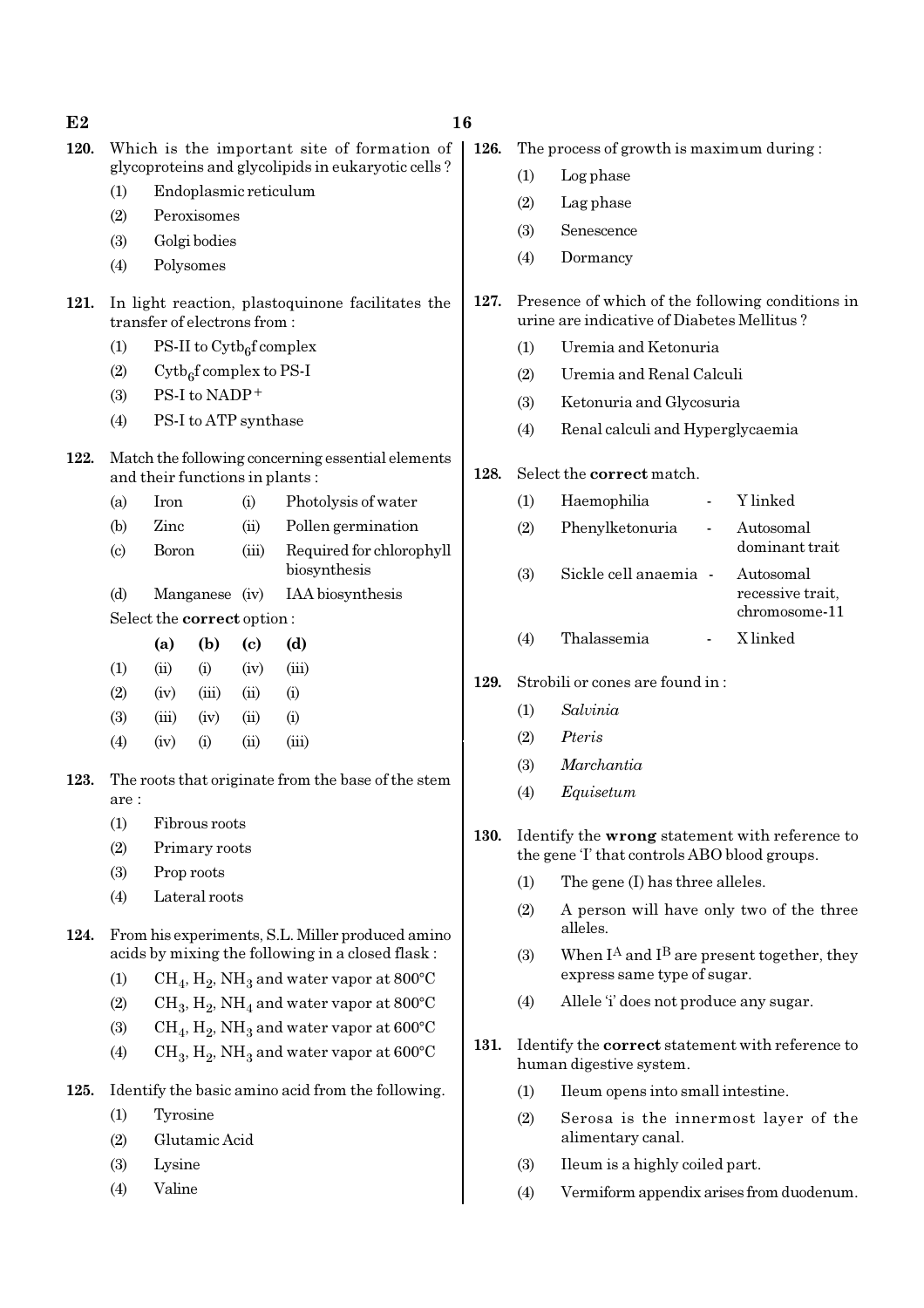**120.** Which is the important site of formation of glycoproteins and glycolipids in eukaryotic cells ?

(1) Endoplasmic reticulum

(2) Peroxisomes

(3) Golgi bodies

(4) Polysomes

**121.** In light reaction, plastoquinone facilitates the transfer of electrons from :

(1) PS-II to $Cytb_6f$ complex

(2) $Cytb_6f$ complex to PS-I

(3) PS-I to $NADP^+$

(4) PS-I to ATP synthase

**122.** Match the following concerning essential elements and their functions in plants :

| | | | |
|---|---|---|---|
| (a) | Iron | (i) | Photolysis of water |
| (b) | Zinc | (ii) | Pollen germination |
| (c) | Boron | (iii) | Required for chlorophyll biosynthesis |
| (d) | Manganese | (iv) | IAA biosynthesis |

Select the **correct** option :

| | (a) | (b) | (c) | (d) |
|---|---|---|---|---|
| (1) | (ii) | (i) | (iv) | (iii) |
| (2) | (iv) | (iii) | (ii) | (i) |
| (3) | (iii) | (iv) | (ii) | (i) |
| (4) | (iv) | (i) | (ii) | (iii) |

**123.** The roots that originate from the base of the stem are :

(1) Fibrous roots

(2) Primary roots

(3) Prop roots

(4) Lateral roots

**124.** From his experiments, S.L. Miller produced amino acids by mixing the following in a closed flask :

(1) $CH_4$, $H_2$, $NH_3$ and water vapor at 800°C

(2) $CH_3$, $H_2$, $NH_4$ and water vapor at 800°C

(3) $CH_4$, $H_2$, $NH_3$ and water vapor at 600°C

(4) $CH_3$, $H_2$, $NH_3$ and water vapor at 600°C

**125.** Identify the basic amino acid from the following.

(1) Tyrosine

(2) Glutamic Acid

(3) Lysine

(4) Valine

**126.** The process of growth is maximum during :

(1) Log phase

(2) Lag phase

(3) Senescence

(4) Dormancy

**127.** Presence of which of the following conditions in urine are indicative of Diabetes Mellitus ?

(1) Uremia and Ketonuria

(2) Uremia and Renal Calculi

(3) Ketonuria and Glycosuria

(4) Renal calculi and Hyperglycaemia

**128.** Select the **correct** match.

| | | | |
|---|---|---|---|
| (1) | Haemophilia | - | Y linked |
| (2) | Phenylketonuria | - | Autosomal dominant trait |
| (3) | Sickle cell anaemia | - | Autosomal recessive trait, chromosome-11 |
| (4) | Thalassemia | - | X linked |

**129.** Strobili or cones are found in :

(1) *Salvinia*

(2) *Pteris*

(3) *Marchantia*

(4) *Equisetum*

**130.** Identify the **wrong** statement with reference to the gene 'I' that controls ABO blood groups.

(1) The gene (I) has three alleles.

(2) A person will have only two of the three alleles.

(3) When $I^A$ and $I^B$ are present together, they express same type of sugar.

(4) Allele 'i' does not produce any sugar.

**131.** Identify the **correct** statement with reference to human digestive system.

(1) Ileum opens into small intestine.

(2) Serosa is the innermost layer of the alimentary canal.

(3) Ileum is a highly coiled part.

(4) Vermiform appendix arises from duodenum.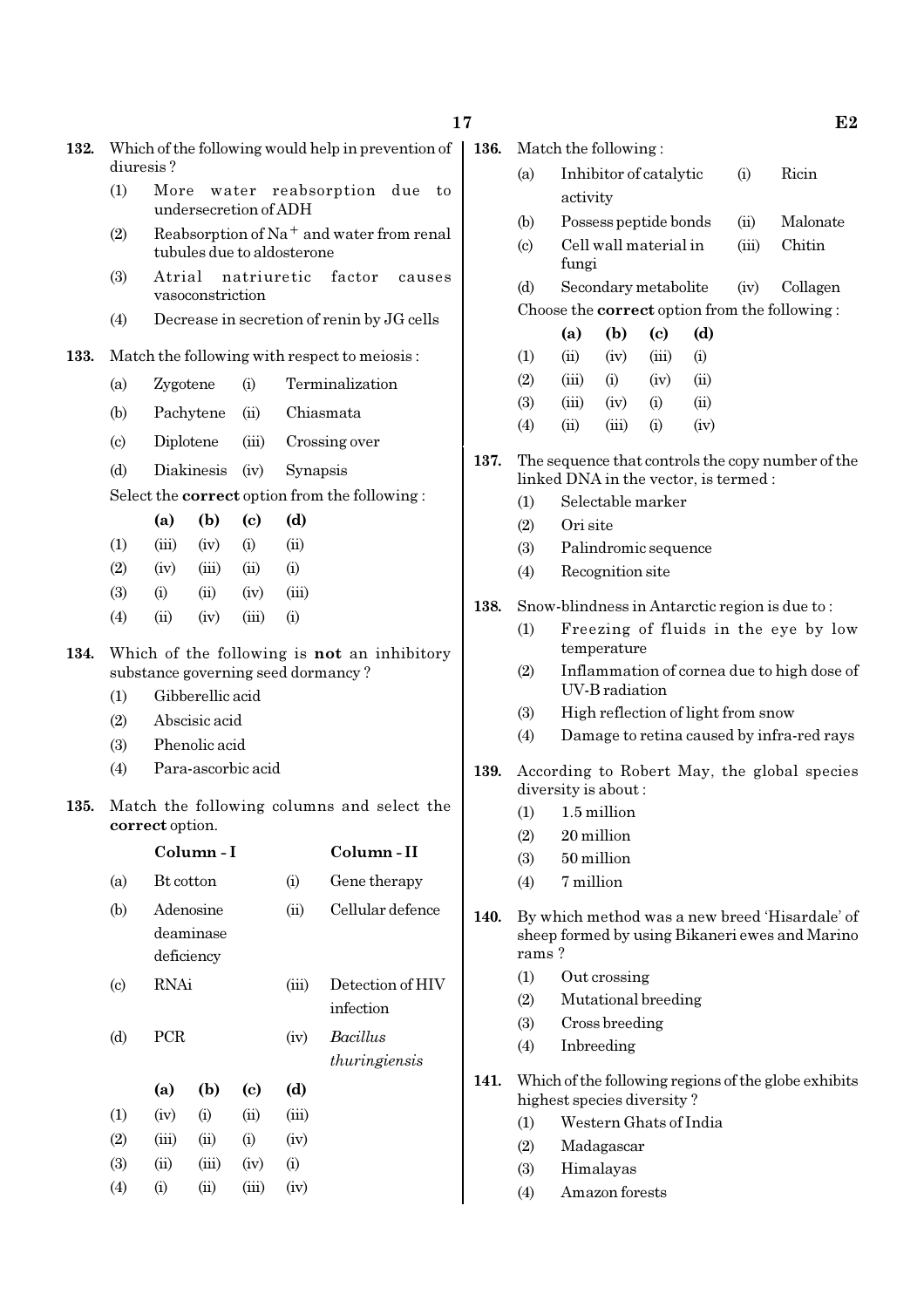**132.** Which of the following would help in prevention of diuresis ?

(1) More water reabsorption due to undersecretion of ADH

(2) Reabsorption of $Na^+$ and water from renal tubules due to aldosterone

(3) Atrial natriuretic factor causes vasoconstriction

(4) Decrease in secretion of renin by JG cells

**133.** Match the following with respect to meiosis :

| | | | |
|---|---|---|---|
| (a) | Zygotene | (i) | Terminalization |
| (b) | Pachytene | (ii) | Chiasmata |
| (c) | Diplotene | (iii) | Crossing over |
| (d) | Diakinesis | (iv) | Synapsis |

Select the **correct** option from the following :

| | (a) | (b) | (c) | (d) |
|---|---|---|---|---|
| (1) | (iii) | (iv) | (i) | (ii) |
| (2) | (iv) | (iii) | (ii) | (i) |
| (3) | (i) | (ii) | (iv) | (iii) |
| (4) | (ii) | (iv) | (iii) | (i) |

**134.** Which of the following is **not** an inhibitory substance governing seed dormancy ?

(1) Gibberellic acid

(2) Abscisic acid

(3) Phenolic acid

(4) Para-ascorbic acid

**135.** Match the following columns and select the **correct** option.

| | Column - I | | Column - II |
|---|---|---|---|
| (a) | Bt cotton | (i) | Gene therapy |
| (b) | Adenosine deaminase deficiency | (ii) | Cellular defence |
| (c) | RNAi | (iii) | Detection of HIV infection |
| (d) | PCR | (iv) | *Bacillus thuringiensis* |

| | (a) | (b) | (c) | (d) |
|---|---|---|---|---|
| (1) | (iv) | (i) | (ii) | (iii) |
| (2) | (iii) | (ii) | (i) | (iv) |
| (3) | (ii) | (iii) | (iv) | (i) |
| (4) | (i) | (ii) | (iii) | (iv) |

**136.** Match the following :

| | | | |
|---|---|---|---|
| (a) | Inhibitor of catalytic activity | (i) | Ricin |
| (b) | Possess peptide bonds | (ii) | Malonate |
| (c) | Cell wall material in fungi | (iii) | Chitin |
| (d) | Secondary metabolite | (iv) | Collagen |

Choose the **correct** option from the following :

| | (a) | (b) | (c) | (d) |
|---|---|---|---|---|
| (1) | (ii) | (iv) | (iii) | (i) |
| (2) | (iii) | (i) | (iv) | (ii) |
| (3) | (iii) | (iv) | (i) | (ii) |
| (4) | (ii) | (iii) | (i) | (iv) |

**137.** The sequence that controls the copy number of the linked DNA in the vector, is termed :

(1) Selectable marker

(2) Ori site

(3) Palindromic sequence

(4) Recognition site

**138.** Snow-blindness in Antarctic region is due to :

(1) Freezing of fluids in the eye by low temperature

(2) Inflammation of cornea due to high dose of UV-B radiation

(3) High reflection of light from snow

(4) Damage to retina caused by infra-red rays

**139.** According to Robert May, the global species diversity is about :

(1) 1.5 million

(2) 20 million

(3) 50 million

(4) 7 million

**140.** By which method was a new breed 'Hisardale' of sheep formed by using Bikaneri ewes and Marino rams ?

(1) Out crossing

(2) Mutational breeding

(3) Cross breeding

(4) Inbreeding

**141.** Which of the following regions of the globe exhibits highest species diversity ?

(1) Western Ghats of India

(2) Madagascar

(3) Himalayas

(4) Amazon forests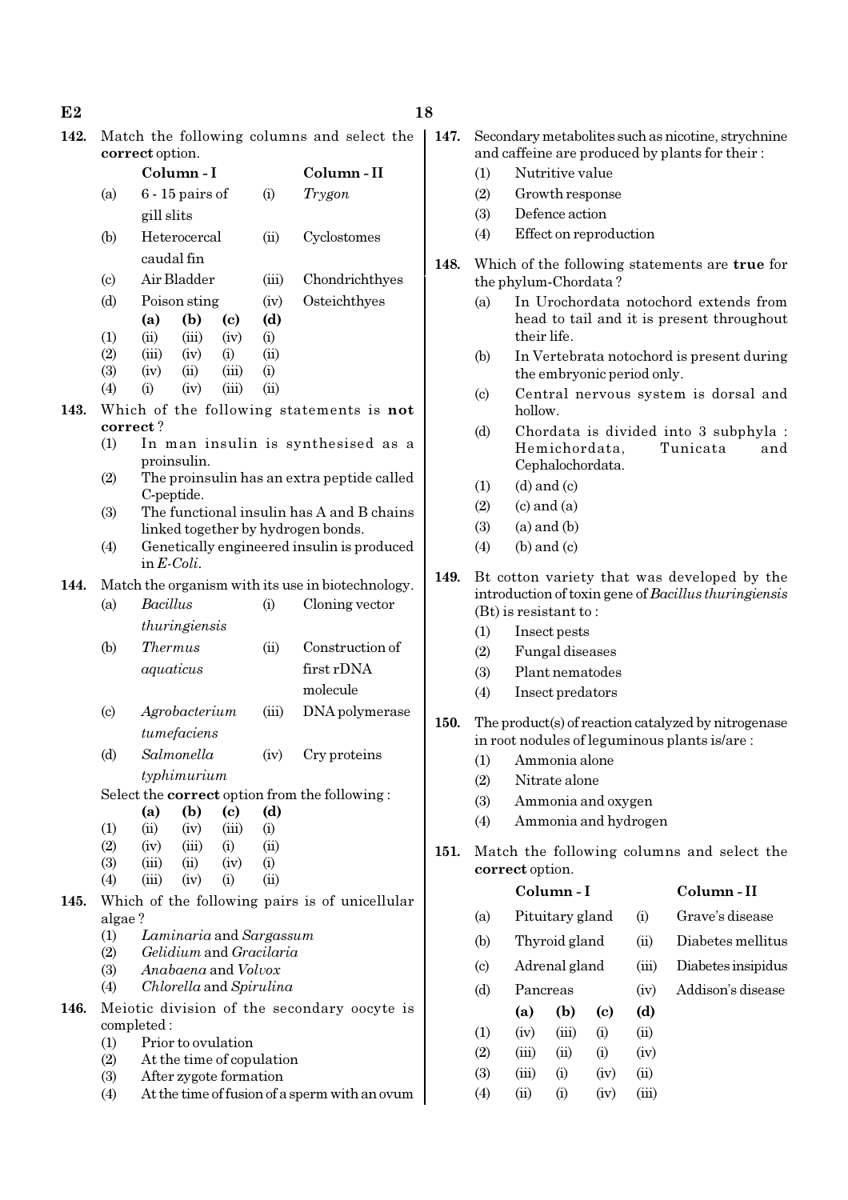**142.** Match the following columns and select the **correct** option.

| | Column - I | | Column - II |
|---|---|---|---|
| (a) | 6 - 15 pairs of gill slits | (i) | *Trygon* |
| (b) | Heterocercal caudal fin | (ii) | Cyclostomes |
| (c) | Air Bladder | (iii) | Chondrichthyes |
| (d) | Poison sting | (iv) | Osteichthyes |

| | (a) | (b) | (c) | (d) |
|---|---|---|---|---|
| (1) | (ii) | (iii) | (iv) | (i) |
| (2) | (iii) | (iv) | (i) | (ii) |
| (3) | (iv) | (ii) | (iii) | (i) |
| (4) | (i) | (iv) | (iii) | (ii) |

**143.** Which of the following statements is **not correct** ?

(1) In man insulin is synthesised as a proinsulin.

(2) The proinsulin has an extra peptide called C-peptide.

(3) The functional insulin has A and B chains linked together by hydrogen bonds.

(4) Genetically engineered insulin is produced in *E-Coli*.

**144.** Match the organism with its use in biotechnology.

| | | | |
|---|---|---|---|
| (a) | *Bacillus thuringiensis* | (i) | Cloning vector |
| (b) | *Thermus aquaticus* | (ii) | Construction of first rDNA molecule |
| (c) | *Agrobacterium tumefaciens* | (iii) | DNA polymerase |
| (d) | *Salmonella typhimurium* | (iv) | Cry proteins |

Select the **correct** option from the following :

| | (a) | (b) | (c) | (d) |
|---|---|---|---|---|
| (1) | (ii) | (iv) | (iii) | (i) |
| (2) | (iv) | (iii) | (i) | (ii) |
| (3) | (iii) | (ii) | (iv) | (i) |
| (4) | (iii) | (iv) | (i) | (ii) |

**145.** Which of the following pairs is of unicellular algae ?

(1) *Laminaria* and *Sargassum*

(2) *Gelidium* and *Gracilaria*

(3) *Anabaena* and *Volvox*

(4) *Chlorella* and *Spirulina*

**146.** Meiotic division of the secondary oocyte is completed :

(1) Prior to ovulation

(2) At the time of copulation

(3) After zygote formation

(4) At the time of fusion of a sperm with an ovum

**147.** Secondary metabolites such as nicotine, strychnine and caffeine are produced by plants for their :

(1) Nutritive value

(2) Growth response

(3) Defence action

(4) Effect on reproduction

**148.** Which of the following statements are **true** for the phylum-Chordata ?

(a) In Urochordata notochord extends from head to tail and it is present throughout their life.

(b) In Vertebrata notochord is present during the embryonic period only.

(c) Central nervous system is dorsal and hollow.

(d) Chordata is divided into 3 subphyla : Hemichordata, Tunicata and Cephalochordata.

(1) (d) and (c)

(2) (c) and (a)

(3) (a) and (b)

(4) (b) and (c)

**149.** Bt cotton variety that was developed by the introduction of toxin gene of *Bacillus thuringiensis* (Bt) is resistant to :

(1) Insect pests

(2) Fungal diseases

(3) Plant nematodes

(4) Insect predators

**150.** The product(s) of reaction catalyzed by nitrogenase in root nodules of leguminous plants is/are :

(1) Ammonia alone

(2) Nitrate alone

(3) Ammonia and oxygen

(4) Ammonia and hydrogen

**151.** Match the following columns and select the **correct** option.

| | Column - I | | Column - II |
|---|---|---|---|
| (a) | Pituitary gland | (i) | Grave's disease |
| (b) | Thyroid gland | (ii) | Diabetes mellitus |
| (c) | Adrenal gland | (iii) | Diabetes insipidus |
| (d) | Pancreas | (iv) | Addison's disease |

| | (a) | (b) | (c) | (d) |
|---|---|---|---|---|
| (1) | (iv) | (iii) | (i) | (ii) |
| (2) | (iii) | (ii) | (i) | (iv) |
| (3) | (iii) | (i) | (iv) | (ii) |
| (4) | (ii) | (i) | (iv) | (iii) |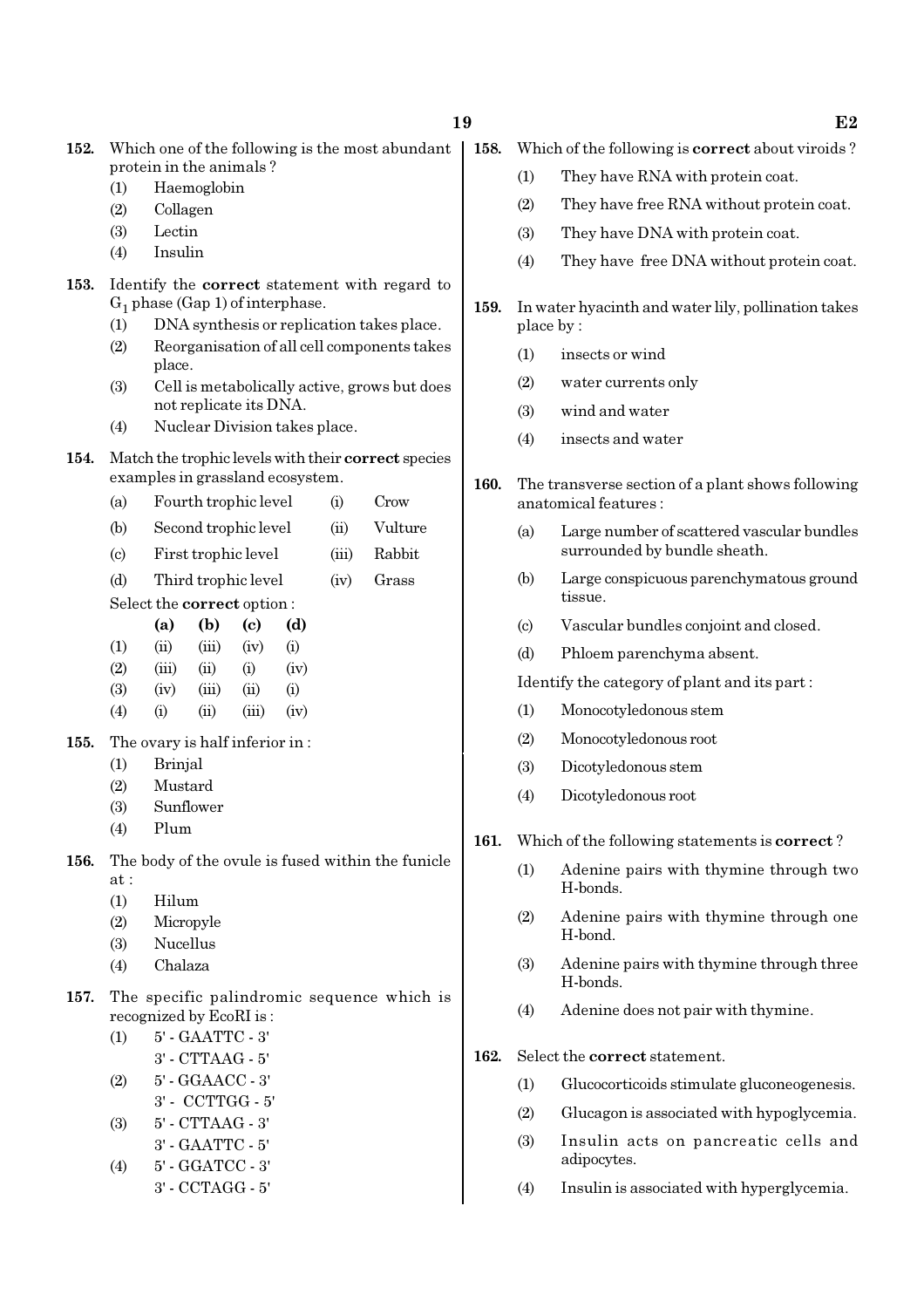**152.** Which one of the following is the most abundant protein in the animals ?

(1) Haemoglobin
(2) Collagen
(3) Lectin
(4) Insulin

**153.** Identify the **correct** statement with regard to $G_1$ phase (Gap 1) of interphase.

(1) DNA synthesis or replication takes place.
(2) Reorganisation of all cell components takes place.
(3) Cell is metabolically active, grows but does not replicate its DNA.
(4) Nuclear Division takes place.

**154.** Match the trophic levels with their **correct** species examples in grassland ecosystem.

| | | | |
|---|---|---|---|
| (a) | Fourth trophic level | (i) | Crow |
| (b) | Second trophic level | (ii) | Vulture |
| (c) | First trophic level | (iii) | Rabbit |
| (d) | Third trophic level | (iv) | Grass |

Select the **correct** option :

| | (a) | (b) | (c) | (d) |
|---|---|---|---|---|
| (1) | (ii) | (iii) | (iv) | (i) |
| (2) | (iii) | (ii) | (i) | (iv) |
| (3) | (iv) | (iii) | (ii) | (i) |
| (4) | (i) | (ii) | (iii) | (iv) |

**155.** The ovary is half inferior in :

(1) Brinjal
(2) Mustard
(3) Sunflower
(4) Plum

**156.** The body of the ovule is fused within the funicle at :

(1) Hilum
(2) Micropyle
(3) Nucellus
(4) Chalaza

**157.** The specific palindromic sequence which is recognized by EcoRI is :

(1) 5' - GAATTC - 3'
3' - CTTAAG - 5'
(2) 5' - GGAACC - 3'
3' - CCTTGG - 5'
(3) 5' - CTTAAG - 3'
3' - GAATTC - 5'
(4) 5' - GGATCC - 3'
3' - CCTAGG - 5'

**158.** Which of the following is **correct** about viroids ?

(1) They have RNA with protein coat.
(2) They have free RNA without protein coat.
(3) They have DNA with protein coat.
(4) They have free DNA without protein coat.

**159.** In water hyacinth and water lily, pollination takes place by :

(1) insects or wind
(2) water currents only
(3) wind and water
(4) insects and water

**160.** The transverse section of a plant shows following anatomical features :

(a) Large number of scattered vascular bundles surrounded by bundle sheath.
(b) Large conspicuous parenchymatous ground tissue.
(c) Vascular bundles conjoint and closed.
(d) Phloem parenchyma absent.

Identify the category of plant and its part :

(1) Monocotyledonous stem
(2) Monocotyledonous root
(3) Dicotyledonous stem
(4) Dicotyledonous root

**161.** Which of the following statements is **correct** ?

(1) Adenine pairs with thymine through two H-bonds.
(2) Adenine pairs with thymine through one H-bond.
(3) Adenine pairs with thymine through three H-bonds.
(4) Adenine does not pair with thymine.

**162.** Select the **correct** statement.

(1) Glucocorticoids stimulate gluconeogenesis.
(2) Glucagon is associated with hypoglycemia.
(3) Insulin acts on pancreatic cells and adipocytes.
(4) Insulin is associated with hyperglycemia.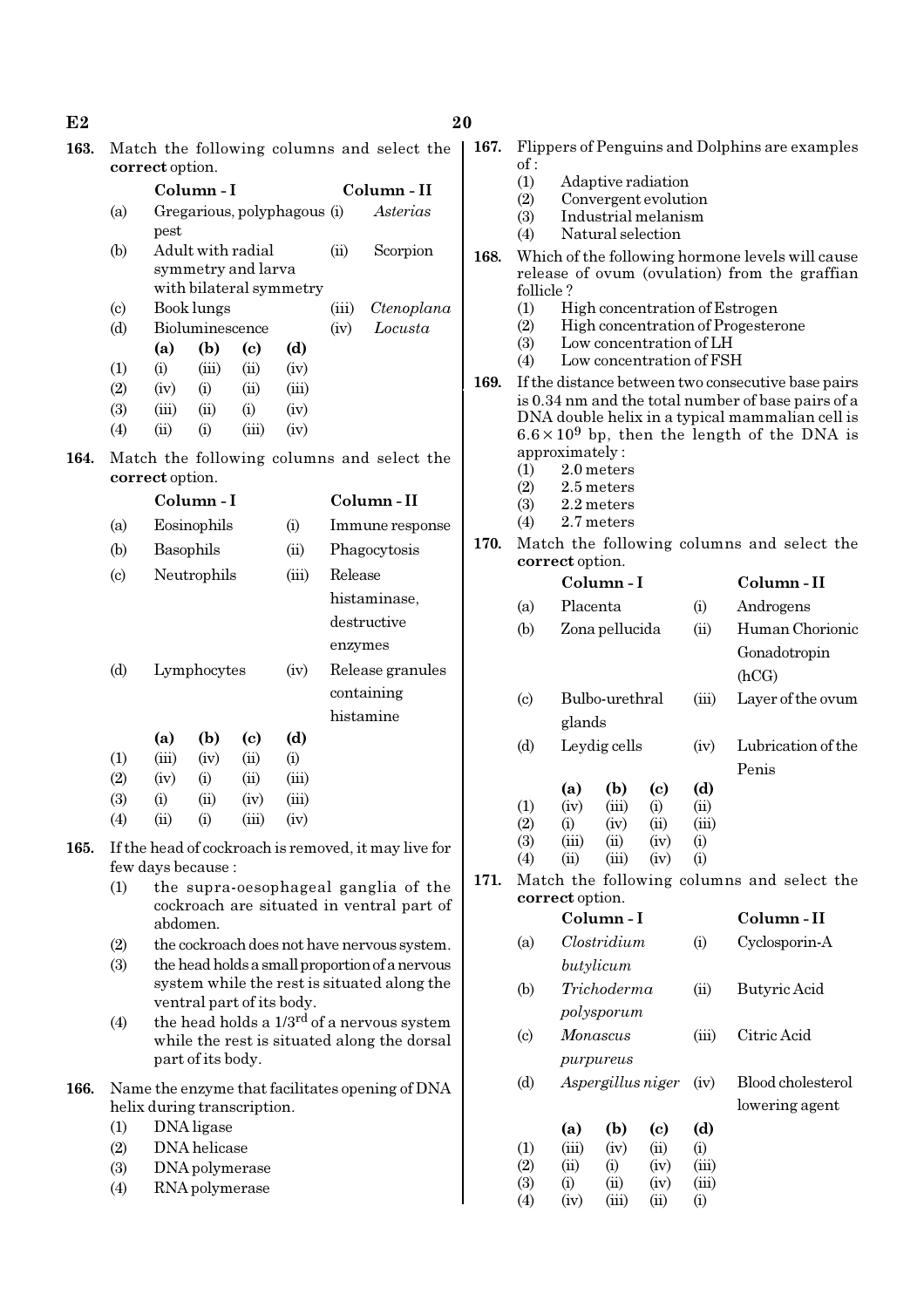**163.** Match the following columns and select the **correct** option.

| | Column - I | | Column - II |
|---|---|---|---|
| (a) | Gregarious, polyphagous pest | (i) | *Asterias* |
| (b) | Adult with radial symmetry and larva with bilateral symmetry | (ii) | Scorpion |
| (c) | Book lungs | (iii) | *Ctenoplana* |
| (d) | Bioluminescence | (iv) | *Locusta* |

| | (a) | (b) | (c) | (d) |
|---|---|---|---|---|
| (1) | (i) | (iii) | (ii) | (iv) |
| (2) | (iv) | (i) | (ii) | (iii) |
| (3) | (iii) | (ii) | (i) | (iv) |
| (4) | (ii) | (i) | (iii) | (iv) |

**164.** Match the following columns and select the **correct** option.

| | Column - I | | Column - II |
|---|---|---|---|
| (a) | Eosinophils | (i) | Immune response |
| (b) | Basophils | (ii) | Phagocytosis |
| (c) | Neutrophils | (iii) | Release histaminase, destructive enzymes |
| (d) | Lymphocytes | (iv) | Release granules containing histamine |

| | (a) | (b) | (c) | (d) |
|---|---|---|---|---|
| (1) | (iii) | (iv) | (ii) | (i) |
| (2) | (iv) | (i) | (ii) | (iii) |
| (3) | (i) | (ii) | (iv) | (iii) |
| (4) | (ii) | (i) | (iii) | (iv) |

**165.** If the head of cockroach is removed, it may live for few days because :

(1) the supra-oesophageal ganglia of the cockroach are situated in ventral part of abdomen.

(2) the cockroach does not have nervous system.

(3) the head holds a small proportion of a nervous system while the rest is situated along the ventral part of its body.

(4) the head holds a 1/3rd of a nervous system while the rest is situated along the dorsal part of its body.

**166.** Name the enzyme that facilitates opening of DNA helix during transcription.

(1) DNA ligase

(2) DNA helicase

(3) DNA polymerase

(4) RNA polymerase

**167.** Flippers of Penguins and Dolphins are examples of :

(1) Adaptive radiation

(2) Convergent evolution

(3) Industrial melanism

(4) Natural selection

**168.** Which of the following hormone levels will cause release of ovum (ovulation) from the graffian follicle ?

(1) High concentration of Estrogen

(2) High concentration of Progesterone

(3) Low concentration of LH

(4) Low concentration of FSH

**169.** If the distance between two consecutive base pairs is 0.34 nm and the total number of base pairs of a DNA double helix in a typical mammalian cell is $6.6 \times 10^9$ bp, then the length of the DNA is approximately :

(1) 2.0 meters

(2) 2.5 meters

(3) 2.2 meters

(4) 2.7 meters

**170.** Match the following columns and select the **correct** option.

| | Column - I | | Column - II |
|---|---|---|---|
| (a) | Placenta | (i) | Androgens |
| (b) | Zona pellucida | (ii) | Human Chorionic Gonadotropin (hCG) |
| (c) | Bulbo-urethral glands | (iii) | Layer of the ovum |
| (d) | Leydig cells | (iv) | Lubrication of the Penis |

| | (a) | (b) | (c) | (d) |
|---|---|---|---|---|
| (1) | (iv) | (iii) | (i) | (ii) |
| (2) | (i) | (iv) | (ii) | (iii) |
| (3) | (iii) | (ii) | (iv) | (i) |
| (4) | (ii) | (iii) | (iv) | (i) |

**171.** Match the following columns and select the **correct** option.

| | Column - I | | Column - II |
|---|---|---|---|
| (a) | *Clostridium butylicum* | (i) | Cyclosporin-A |
| (b) | *Trichoderma polysporum* | (ii) | Butyric Acid |
| (c) | *Monascus purpureus* | (iii) | Citric Acid |
| (d) | *Aspergillus niger* | (iv) | Blood cholesterol lowering agent |

| | (a) | (b) | (c) | (d) |
|---|---|---|---|---|
| (1) | (iii) | (iv) | (ii) | (i) |
| (2) | (ii) | (i) | (iv) | (iii) |
| (3) | (i) | (ii) | (iv) | (iii) |
| (4) | (iv) | (iii) | (ii) | (i) |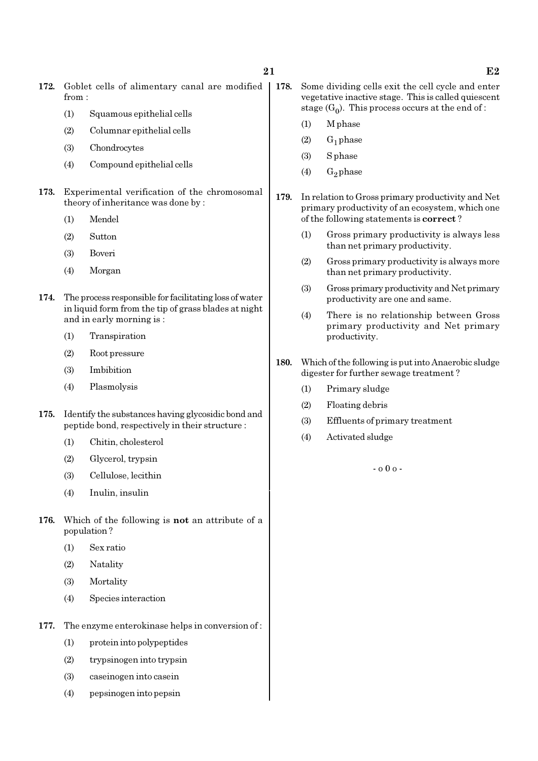172. Goblet cells of alimentary canal are modified from :

(1) Squamous epithelial cells

(2) Columnar epithelial cells

(3) Chondrocytes

(4) Compound epithelial cells

173. Experimental verification of the chromosomal theory of inheritance was done by :

(1) Mendel

(2) Sutton

(3) Boveri

(4) Morgan

174. The process responsible for facilitating loss of water in liquid form from the tip of grass blades at night and in early morning is :

(1) Transpiration

(2) Root pressure

(3) Imbibition

(4) Plasmolysis

175. Identify the substances having glycosidic bond and peptide bond, respectively in their structure :

(1) Chitin, cholesterol

(2) Glycerol, trypsin

(3) Cellulose, lecithin

(4) Inulin, insulin

176. Which of the following is **not** an attribute of a population ?

(1) Sex ratio

(2) Natality

(3) Mortality

(4) Species interaction

177. The enzyme enterokinase helps in conversion of :

(1) protein into polypeptides

(2) trypsinogen into trypsin

(3) caseinogen into casein

(4) pepsinogen into pepsin

178. Some dividing cells exit the cell cycle and enter vegetative inactive stage. This is called quiescent stage ($G_0$). This process occurs at the end of :

(1) M phase

(2) $G_1$ phase

(3) S phase

(4) $G_2$ phase

179. In relation to Gross primary productivity and Net primary productivity of an ecosystem, which one of the following statements is **correct** ?

(1) Gross primary productivity is always less than net primary productivity.

(2) Gross primary productivity is always more than net primary productivity.

(3) Gross primary productivity and Net primary productivity are one and same.

(4) There is no relationship between Gross primary productivity and Net primary productivity.

180. Which of the following is put into Anaerobic sludge digester for further sewage treatment ?

(1) Primary sludge

(2) Floating debris

(3) Effluents of primary treatment

(4) Activated sludge

- o 0 o -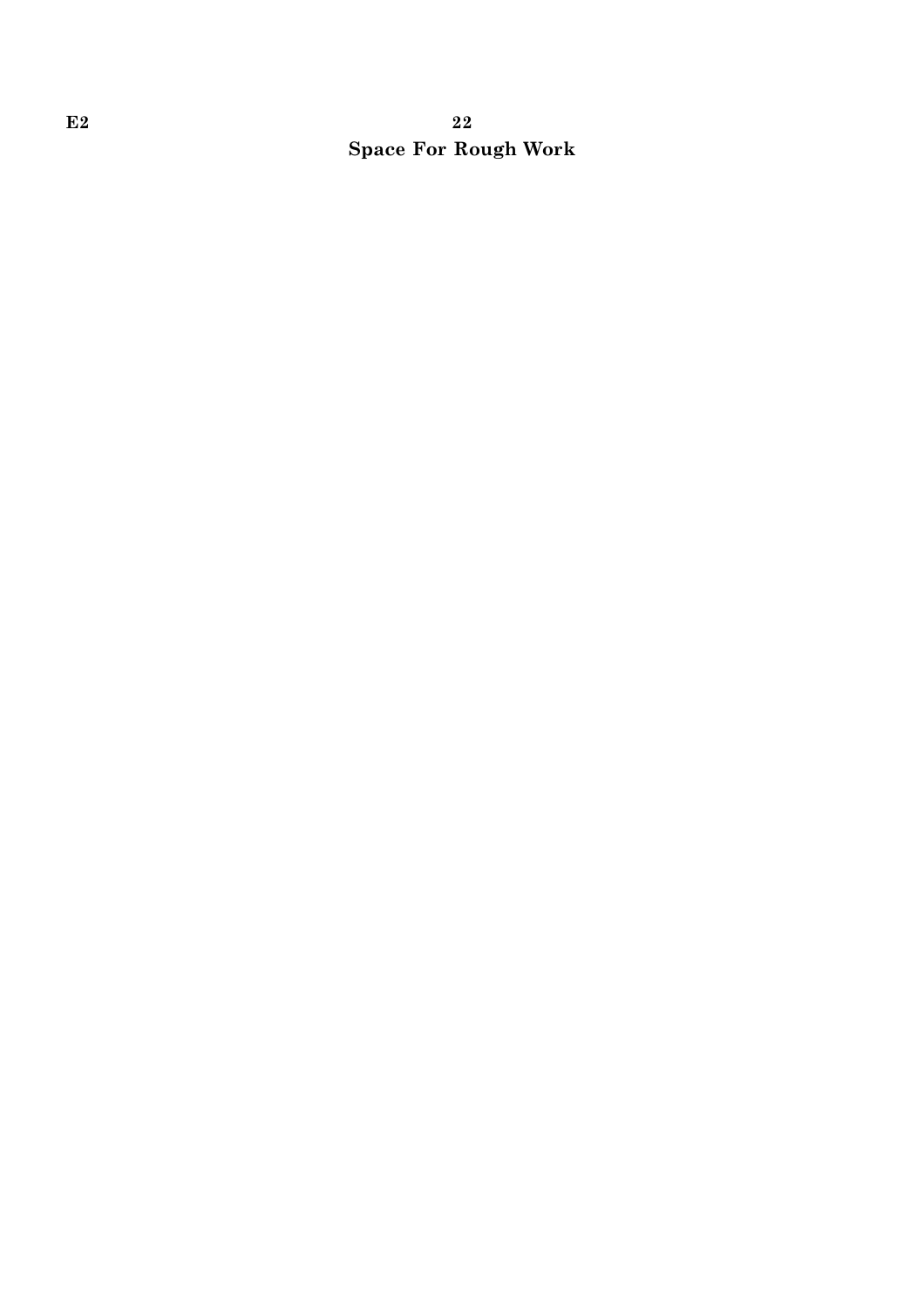**Space For Rough Work**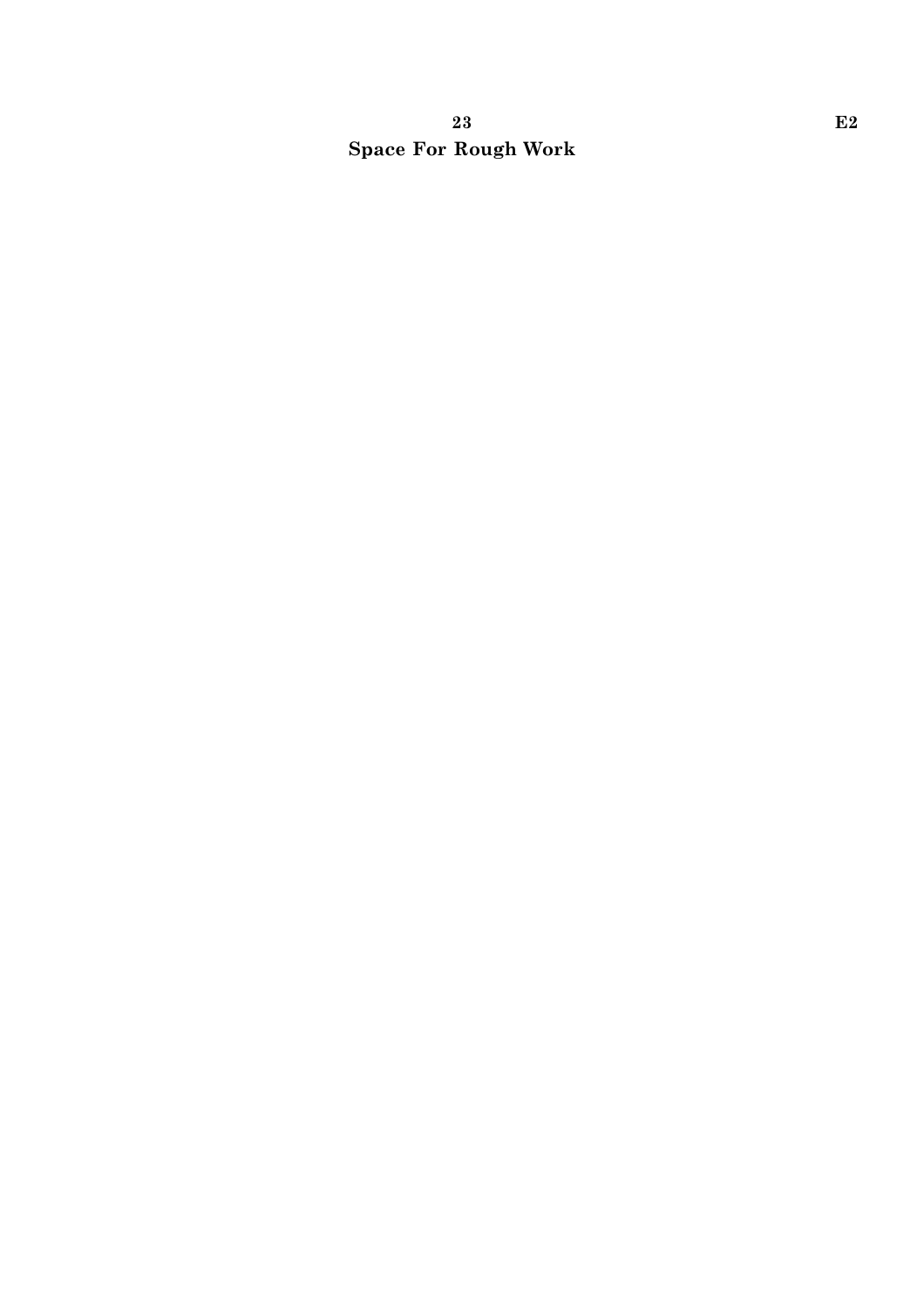**Space For Rough Work**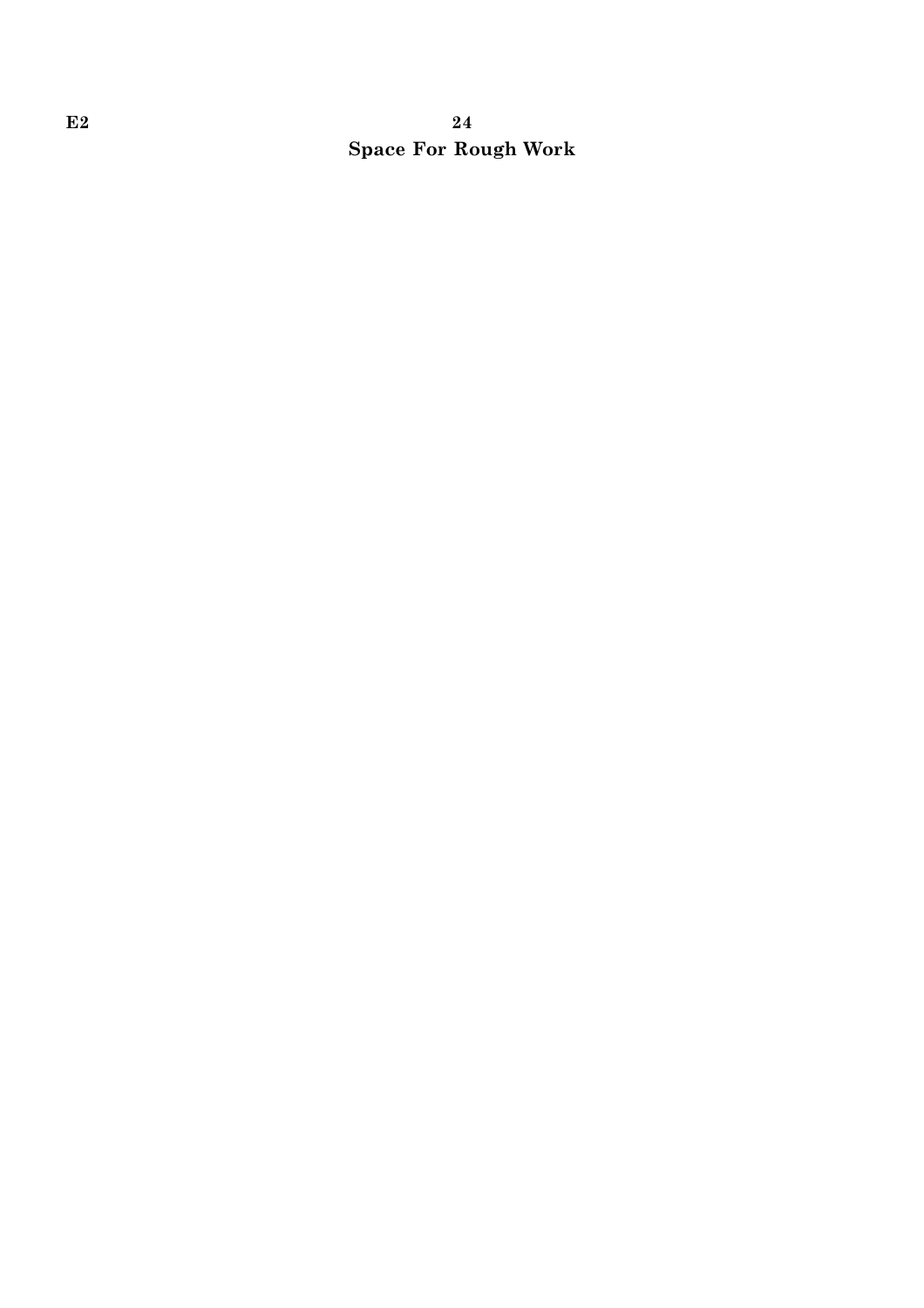**Space For Rough Work**